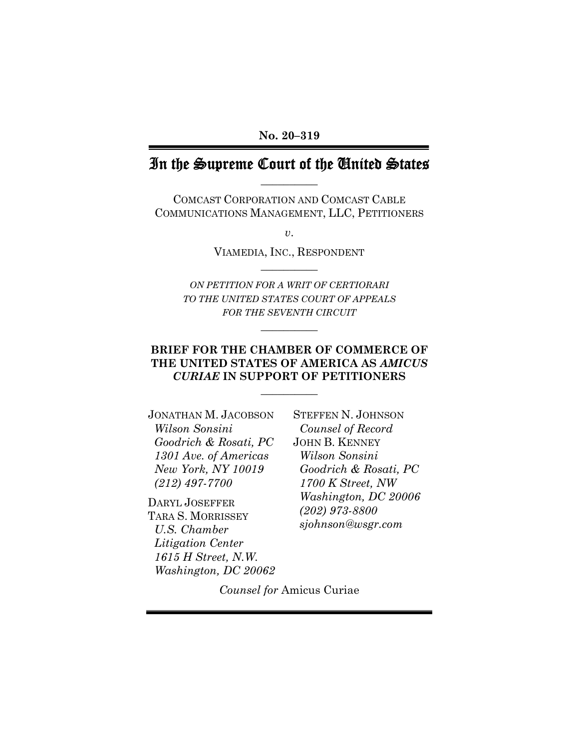**No. 20–319**

# In the Supreme Court of the United States

---

COMCAST CORPORATION AND COMCAST CABLE COMMUNICATIONS MANAGEMENT, LLC, PETITIONERS

*v.*

VIAMEDIA, INC., RESPONDENT

---

*ON PETITION FOR A WRIT OF CERTIORARI TO THE UNITED STATES COURT OF APPEALS FOR THE SEVENTH CIRCUIT*

---

**BRIEF FOR THE CHAMBER OF COMMERCE OF THE UNITED STATES OF AMERICA AS *AMICUS CURIAE* IN SUPPORT OF PETITIONERS**

---

JONATHAN M. JACOBSON
*Wilson Sonsini Goodrich & Rosati, PC*
*1301 Ave. of Americas*
*New York, NY 10019*
*(212) 497-7700*

DARYL JOSEFFER
TARA S. MORRISSEY
*U.S. Chamber Litigation Center*
*1615 H Street, N.W.*
*Washington, DC 20062*

STEFFEN N. JOHNSON
*Counsel of Record*
JOHN B. KENNEY
*Wilson Sonsini Goodrich & Rosati, PC*
*1700 K Street, NW*
*Washington, DC 20006*
*(202) 973-8800*
*sjohnson@wsgr.com*

*Counsel for* Amicus Curiae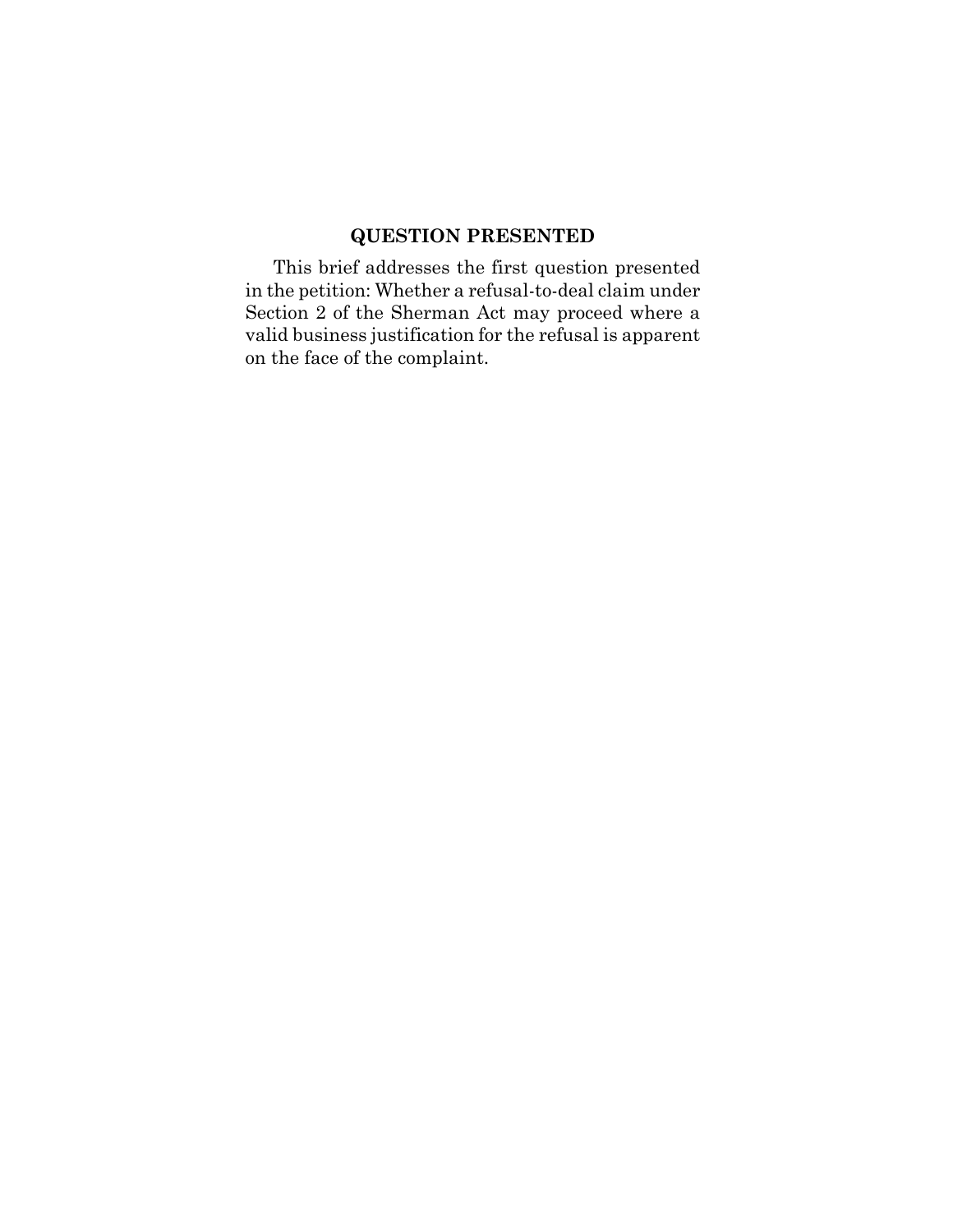## QUESTION PRESENTED

This brief addresses the first question presented in the petition: Whether a refusal-to-deal claim under Section 2 of the Sherman Act may proceed where a valid business justification for the refusal is apparent on the face of the complaint.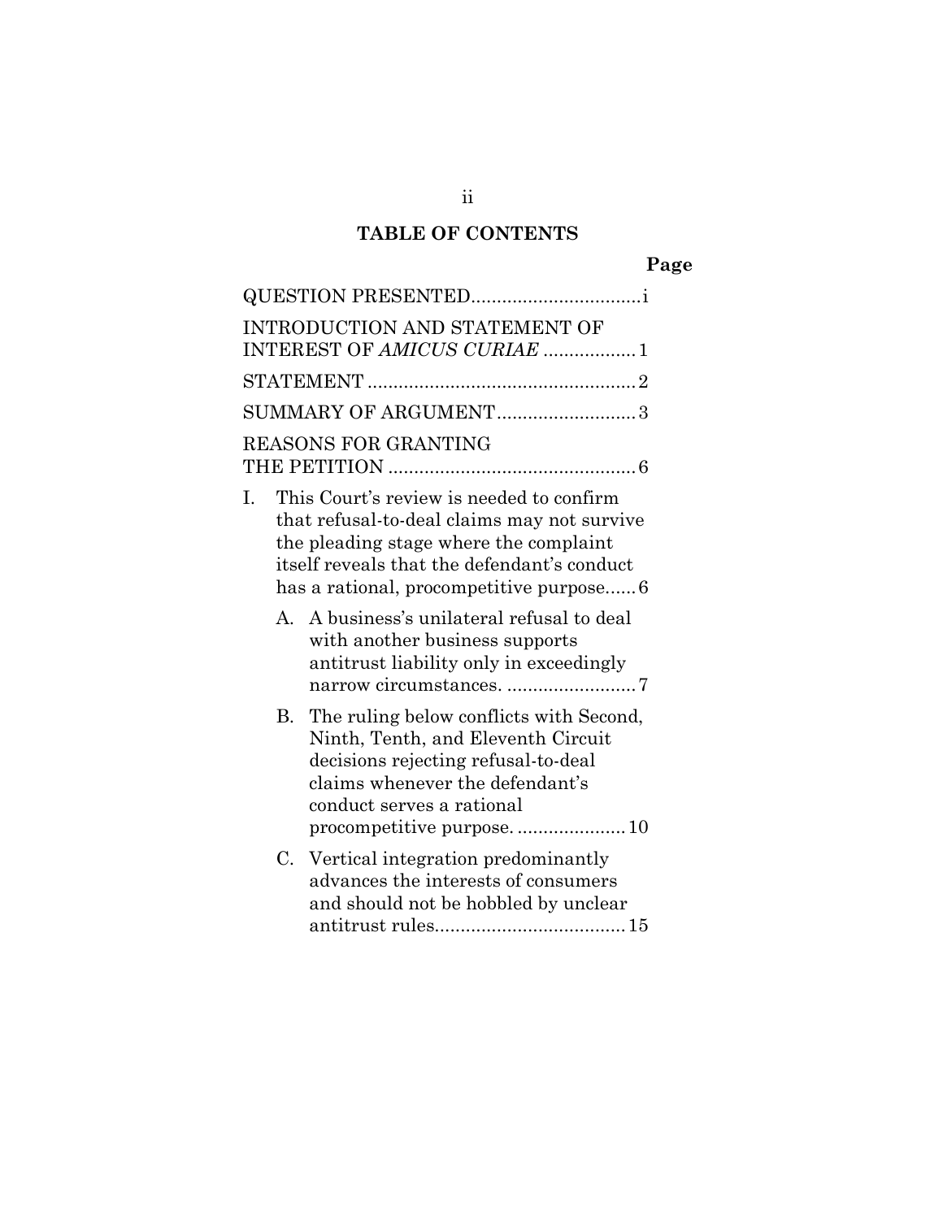## TABLE OF CONTENTS

**Page**

QUESTION PRESENTED.................................i

INTRODUCTION AND STATEMENT OF INTEREST OF *AMICUS CURIAE* ..................1

STATEMENT ....................................................2

SUMMARY OF ARGUMENT...........................3

REASONS FOR GRANTING THE PETITION ................................................6

I. This Court's review is needed to confirm that refusal-to-deal claims may not survive the pleading stage where the complaint itself reveals that the defendant's conduct has a rational, procompetitive purpose......6

   A. A business's unilateral refusal to deal with another business supports antitrust liability only in exceedingly narrow circumstances. .........................7

   B. The ruling below conflicts with Second, Ninth, Tenth, and Eleventh Circuit decisions rejecting refusal-to-deal claims whenever the defendant's conduct serves a rational procompetitive purpose. .....................10

   C. Vertical integration predominantly advances the interests of consumers and should not be hobbled by unclear antitrust rules.....................................15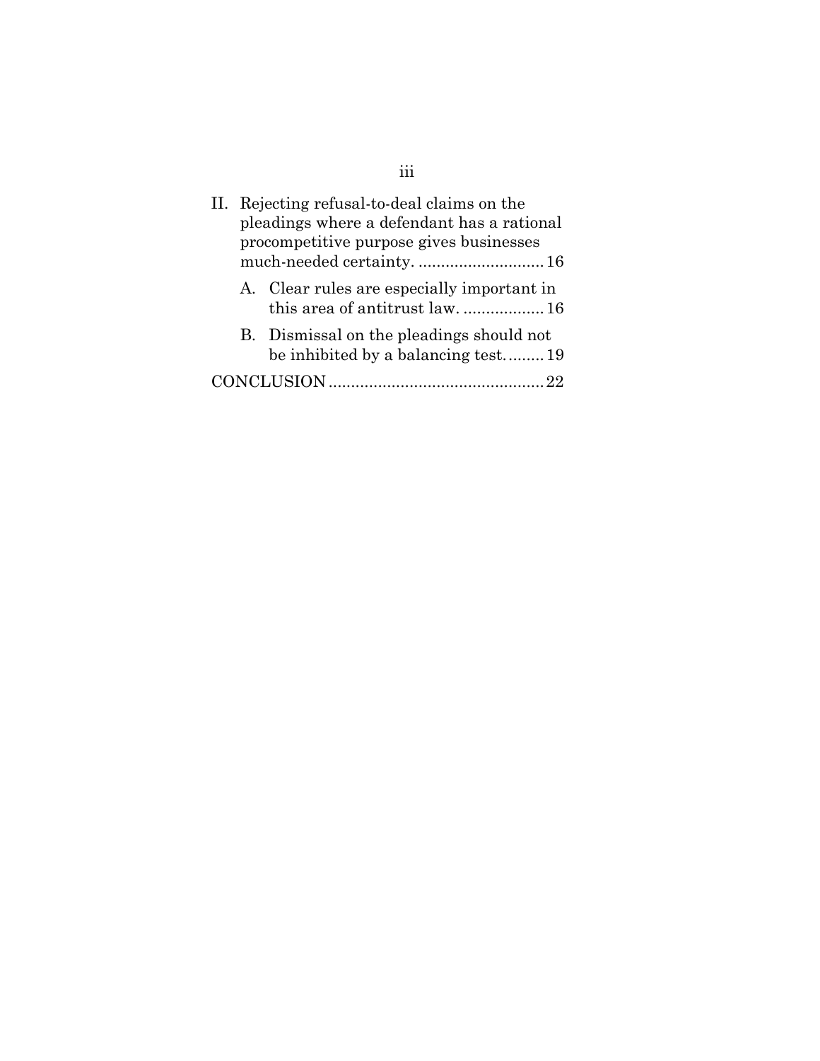II. Rejecting refusal-to-deal claims on the pleadings where a defendant has a rational procompetitive purpose gives businesses much-needed certainty. ............................ 16

   A. Clear rules are especially important in this area of antitrust law. .................. 16

   B. Dismissal on the pleadings should not be inhibited by a balancing test. ........ 19

CONCLUSION ................................................ 22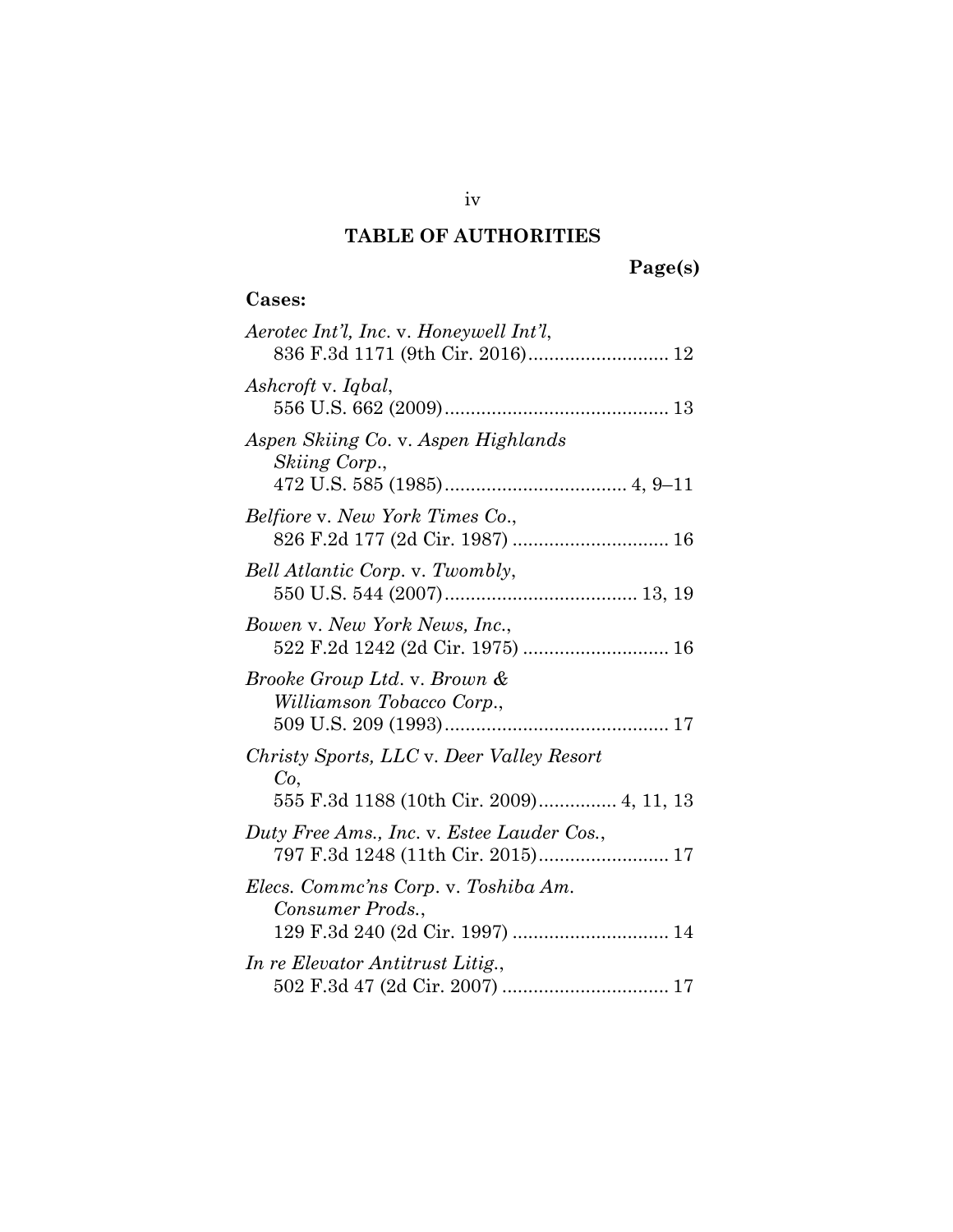## TABLE OF AUTHORITIES

**Page(s)**

**Cases:**

*Aerotec Int'l, Inc.* v. *Honeywell Int'l*,
836 F.3d 1171 (9th Cir. 2016) .......................... 12

*Ashcroft* v. *Iqbal*,
556 U.S. 662 (2009) .......................................... 13

*Aspen Skiing Co.* v. *Aspen Highlands Skiing Corp.*,
472 U.S. 585 (1985) .................................. 4, 9–11

*Belfiore* v. *New York Times Co.*,
826 F.2d 177 (2d Cir. 1987) .............................. 16

*Bell Atlantic Corp.* v. *Twombly*,
550 U.S. 544 (2007) .................................... 13, 19

*Bowen* v. *New York News, Inc.*,
522 F.2d 1242 (2d Cir. 1975) ............................ 16

*Brooke Group Ltd.* v. *Brown & Williamson Tobacco Corp.*,
509 U.S. 209 (1993) .......................................... 17

*Christy Sports, LLC* v. *Deer Valley Resort Co*,
555 F.3d 1188 (10th Cir. 2009) ............... 4, 11, 13

*Duty Free Ams., Inc.* v. *Estee Lauder Cos.*,
797 F.3d 1248 (11th Cir. 2015) ........................ 17

*Elecs. Commc'ns Corp.* v. *Toshiba Am. Consumer Prods.*,
129 F.3d 240 (2d Cir. 1997) .............................. 14

*In re Elevator Antitrust Litig.*,
502 F.3d 47 (2d Cir. 2007) ................................ 17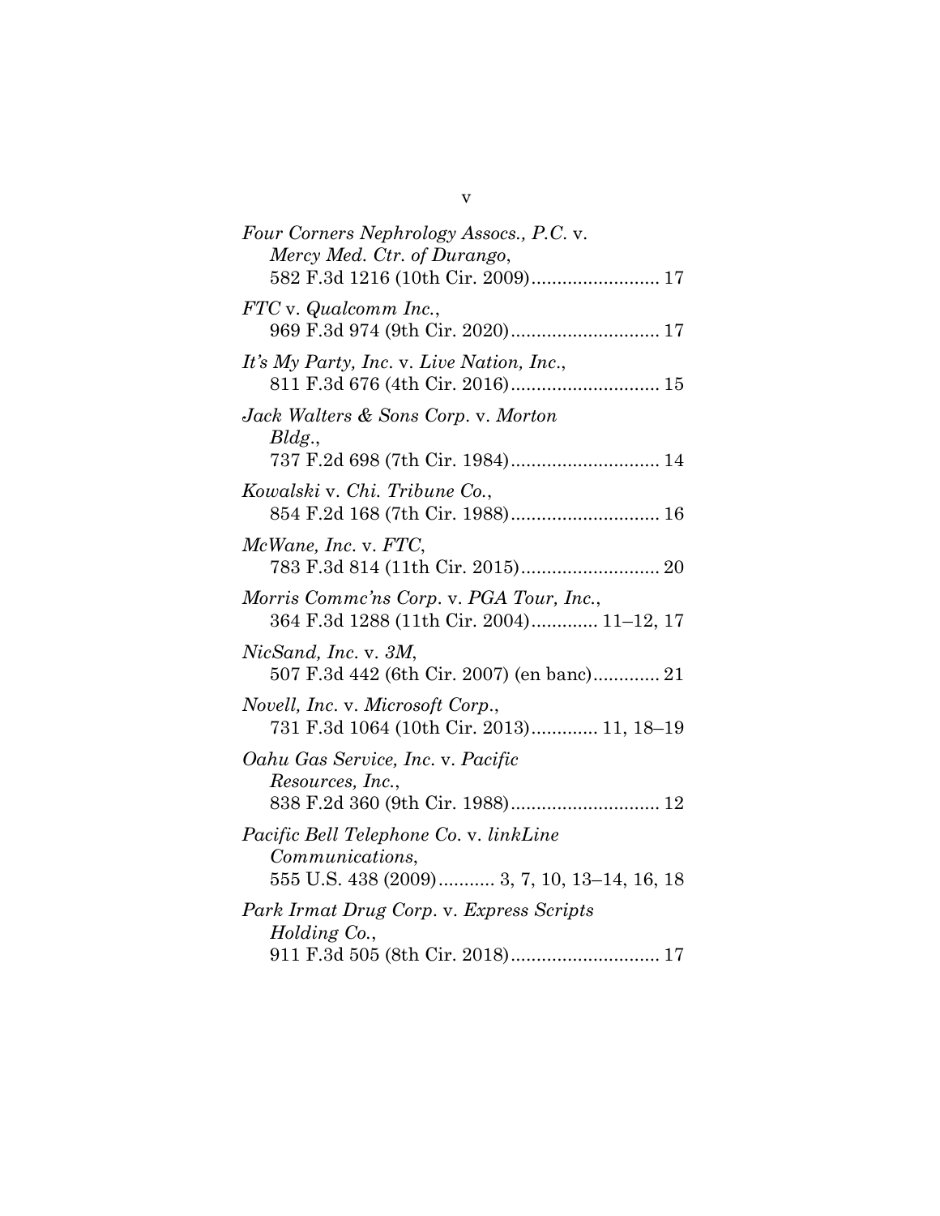*Four Corners Nephrology Assocs., P.C.* v. *Mercy Med. Ctr. of Durango*,
582 F.3d 1216 (10th Cir. 2009)........................ 17

*FTC* v. *Qualcomm Inc.*,
969 F.3d 974 (9th Cir. 2020)............................ 17

*It's My Party, Inc.* v. *Live Nation, Inc.*,
811 F.3d 676 (4th Cir. 2016)............................ 15

*Jack Walters & Sons Corp.* v. *Morton Bldg.*,
737 F.2d 698 (7th Cir. 1984)............................ 14

*Kowalski* v. *Chi. Tribune Co.*,
854 F.2d 168 (7th Cir. 1988)............................ 16

*McWane, Inc.* v. *FTC*,
783 F.3d 814 (11th Cir. 2015).......................... 20

*Morris Commc'ns Corp.* v. *PGA Tour, Inc.*,
364 F.3d 1288 (11th Cir. 2004)............. 11–12, 17

*NicSand, Inc.* v. *3M*,
507 F.3d 442 (6th Cir. 2007) (en banc)............. 21

*Novell, Inc.* v. *Microsoft Corp.*,
731 F.3d 1064 (10th Cir. 2013)............. 11, 18–19

*Oahu Gas Service, Inc.* v. *Pacific Resources, Inc.*,
838 F.2d 360 (9th Cir. 1988)............................ 12

*Pacific Bell Telephone Co.* v. *linkLine Communications*,
555 U.S. 438 (2009)........... 3, 7, 10, 13–14, 16, 18

*Park Irmat Drug Corp.* v. *Express Scripts Holding Co.*,
911 F.3d 505 (8th Cir. 2018)............................ 17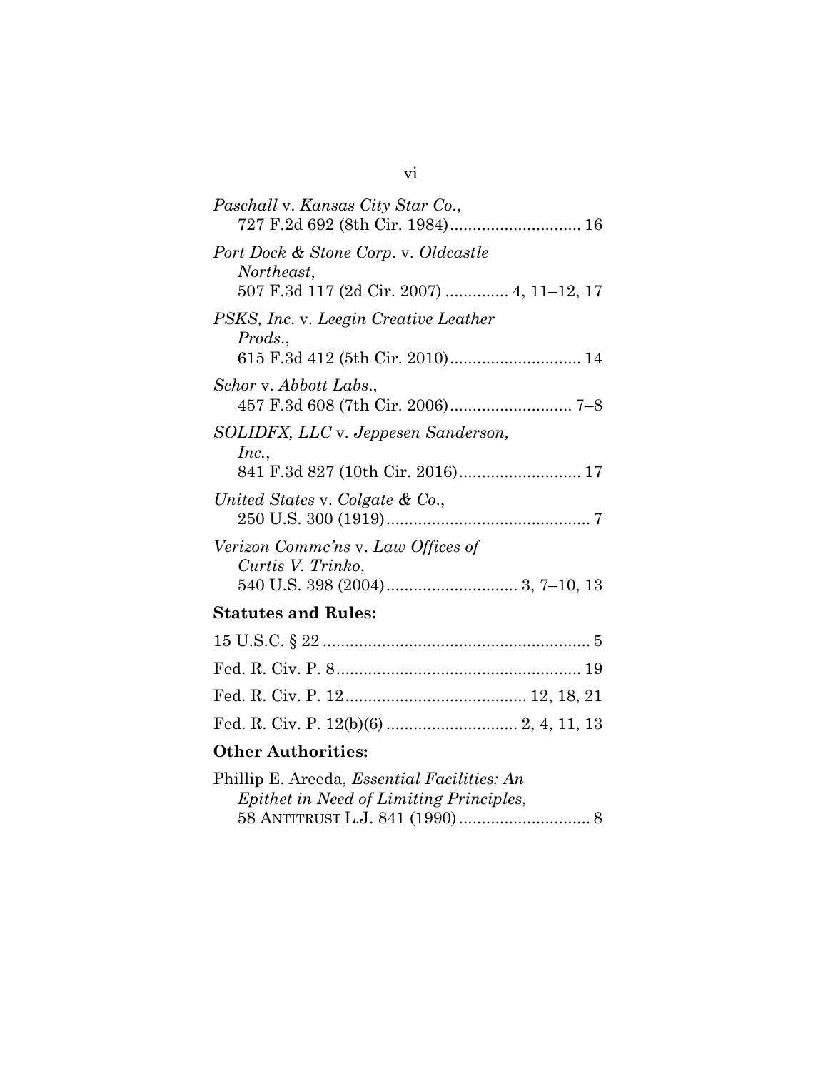*Paschall* v. *Kansas City Star Co.*,
727 F.2d 692 (8th Cir. 1984) ............................ 16

*Port Dock & Stone Corp*. v. *Oldcastle Northeast*,
507 F.3d 117 (2d Cir. 2007) ............. 4, 11–12, 17

*PSKS, Inc*. v. *Leegin Creative Leather Prods*.,
615 F.3d 412 (5th Cir. 2010) ............................ 14

*Schor* v. *Abbott Labs*.,
457 F.3d 608 (7th Cir. 2006) ........................... 7–8

*SOLIDFX, LLC* v. *Jeppesen Sanderson, Inc*.,
841 F.3d 827 (10th Cir. 2016) ........................... 17

*United States* v. *Colgate & Co*.,
250 U.S. 300 (1919) ............................................. 7

*Verizon Commc'ns* v. *Law Offices of Curtis V. Trinko*,
540 U.S. 398 (2004) ............................ 3, 7–10, 13

**Statutes and Rules:**

15 U.S.C. § 22 ........................................................... 5

Fed. R. Civ. P. 8 ...................................................... 19

Fed. R. Civ. P. 12 ........................................ 12, 18, 21

Fed. R. Civ. P. 12(b)(6) ............................ 2, 4, 11, 13

**Other Authorities:**

Phillip E. Areeda, *Essential Facilities: An Epithet in Need of Limiting Principles*,
58 ANTITRUST L.J. 841 (1990) ............................ 8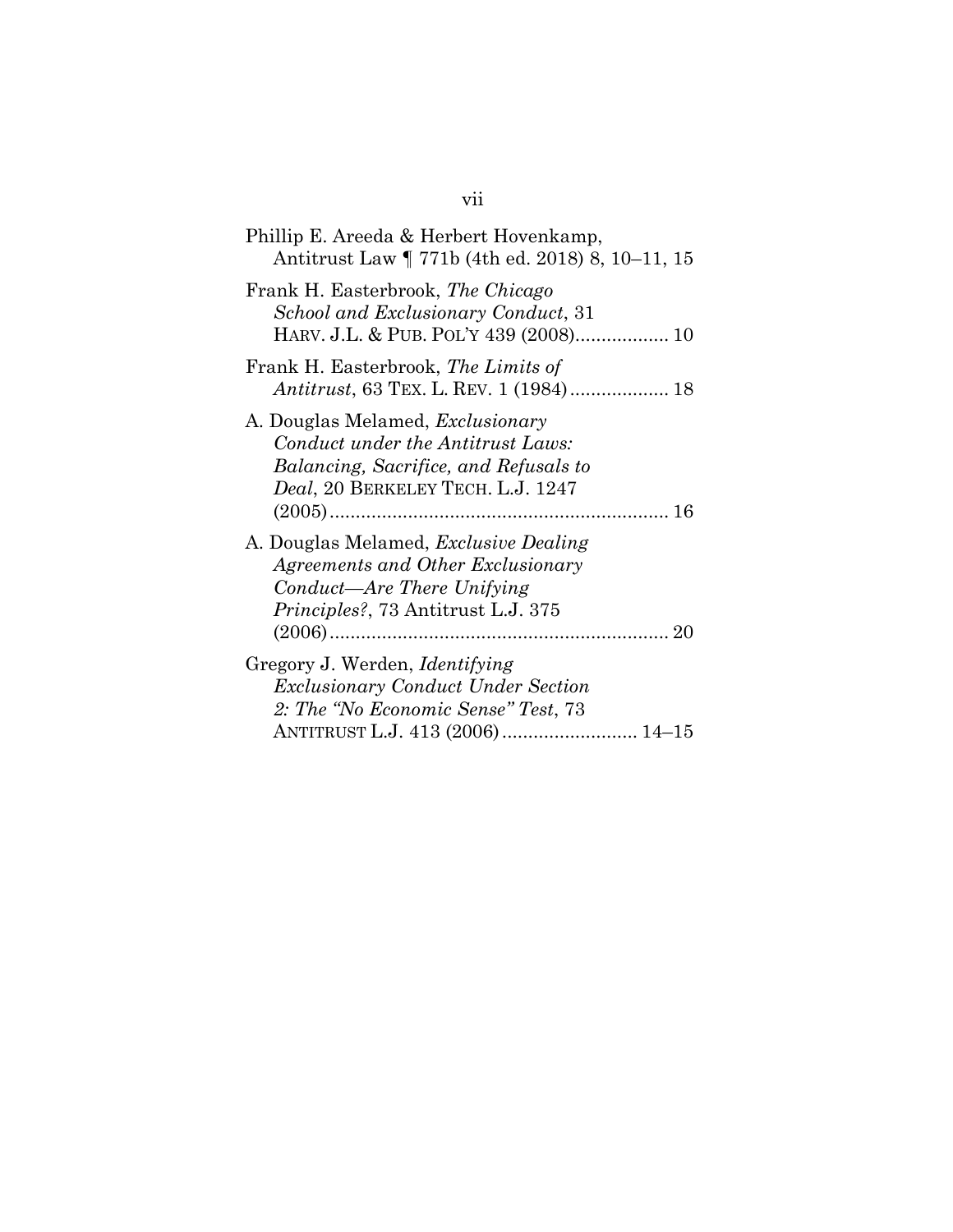Phillip E. Areeda & Herbert Hovenkamp, Antitrust Law ¶ 771b (4th ed. 2018) 8, 10–11, 15

Frank H. Easterbrook, *The Chicago School and Exclusionary Conduct*, 31 HARV. J.L. & PUB. POL'Y 439 (2008).................. 10

Frank H. Easterbrook, *The Limits of Antitrust*, 63 TEX. L. REV. 1 (1984)................... 18

A. Douglas Melamed, *Exclusionary Conduct under the Antitrust Laws: Balancing, Sacrifice, and Refusals to Deal*, 20 BERKELEY TECH. L.J. 1247 (2005)................................................................. 16

A. Douglas Melamed, *Exclusive Dealing Agreements and Other Exclusionary Conduct—Are There Unifying Principles?*, 73 Antitrust L.J. 375 (2006)................................................................. 20

Gregory J. Werden, *Identifying Exclusionary Conduct Under Section 2: The "No Economic Sense" Test*, 73 ANTITRUST L.J. 413 (2006).......................... 14–15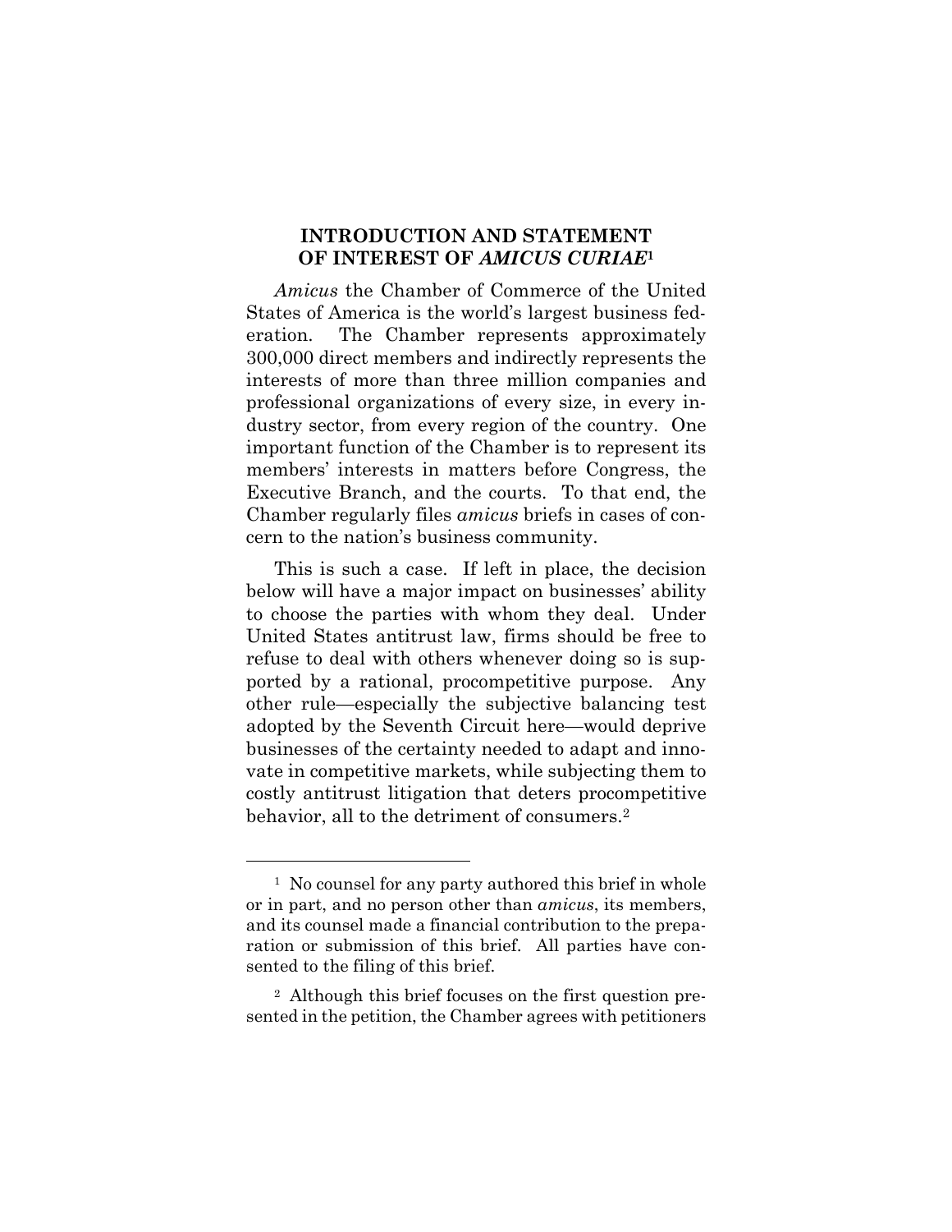## INTRODUCTION AND STATEMENT OF INTEREST OF *AMICUS CURIAE*[1]

*Amicus* the Chamber of Commerce of the United States of America is the world's largest business federation. The Chamber represents approximately 300,000 direct members and indirectly represents the interests of more than three million companies and professional organizations of every size, in every industry sector, from every region of the country. One important function of the Chamber is to represent its members' interests in matters before Congress, the Executive Branch, and the courts. To that end, the Chamber regularly files *amicus* briefs in cases of concern to the nation's business community.

This is such a case. If left in place, the decision below will have a major impact on businesses' ability to choose the parties with whom they deal. Under United States antitrust law, firms should be free to refuse to deal with others whenever doing so is supported by a rational, procompetitive purpose. Any other rule—especially the subjective balancing test adopted by the Seventh Circuit here—would deprive businesses of the certainty needed to adapt and innovate in competitive markets, while subjecting them to costly antitrust litigation that deters procompetitive behavior, all to the detriment of consumers.[2]

---

[1] No counsel for any party authored this brief in whole or in part, and no person other than *amicus*, its members, and its counsel made a financial contribution to the preparation or submission of this brief. All parties have consented to the filing of this brief.

[2] Although this brief focuses on the first question presented in the petition, the Chamber agrees with petitioners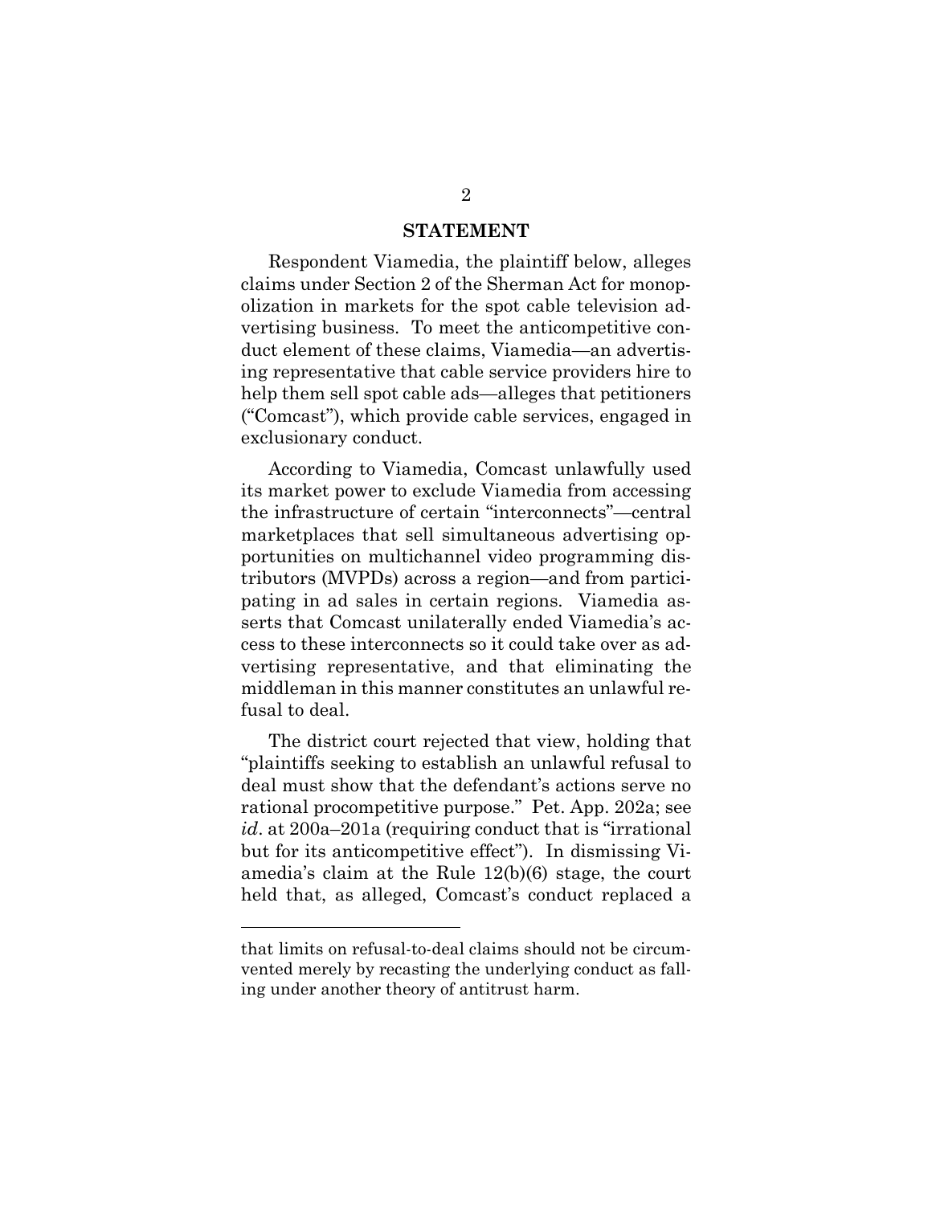## STATEMENT

Respondent Viamedia, the plaintiff below, alleges claims under Section 2 of the Sherman Act for monopolization in markets for the spot cable television advertising business. To meet the anticompetitive conduct element of these claims, Viamedia—an advertising representative that cable service providers hire to help them sell spot cable ads—alleges that petitioners ("Comcast"), which provide cable services, engaged in exclusionary conduct.

According to Viamedia, Comcast unlawfully used its market power to exclude Viamedia from accessing the infrastructure of certain "interconnects"—central marketplaces that sell simultaneous advertising opportunities on multichannel video programming distributors (MVPDs) across a region—and from participating in ad sales in certain regions. Viamedia asserts that Comcast unilaterally ended Viamedia's access to these interconnects so it could take over as advertising representative, and that eliminating the middleman in this manner constitutes an unlawful refusal to deal.

The district court rejected that view, holding that "plaintiffs seeking to establish an unlawful refusal to deal must show that the defendant's actions serve no rational procompetitive purpose." Pet. App. 202a; see *id*. at 200a–201a (requiring conduct that is "irrational but for its anticompetitive effect"). In dismissing Viamedia's claim at the Rule 12(b)(6) stage, the court held that, as alleged, Comcast's conduct replaced a

that limits on refusal-to-deal claims should not be circumvented merely by recasting the underlying conduct as falling under another theory of antitrust harm.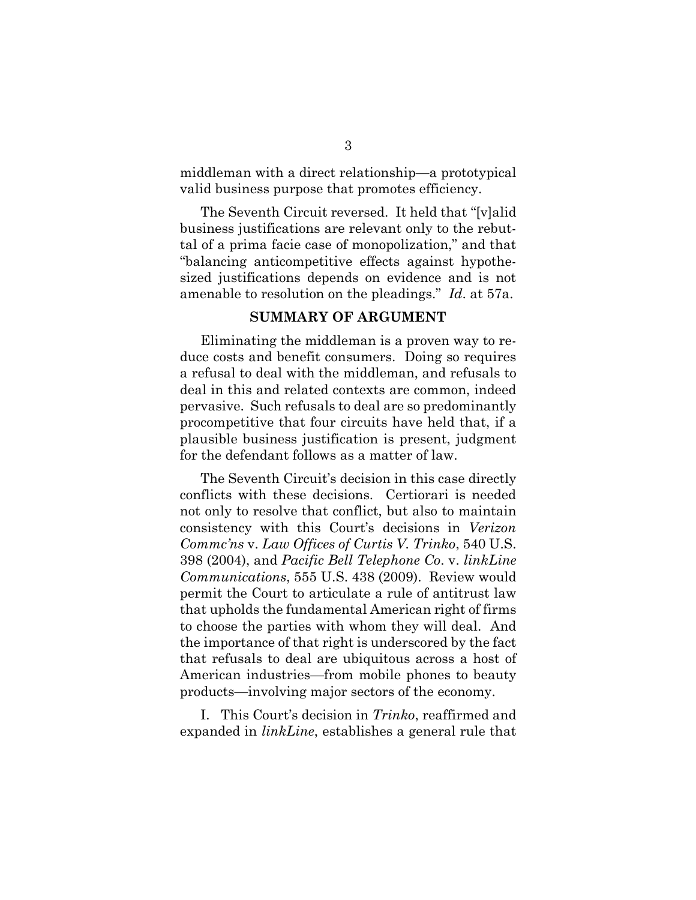middleman with a direct relationship—a prototypical valid business purpose that promotes efficiency.

The Seventh Circuit reversed. It held that "[v]alid business justifications are relevant only to the rebuttal of a prima facie case of monopolization," and that "balancing anticompetitive effects against hypothesized justifications depends on evidence and is not amenable to resolution on the pleadings." *Id*. at 57a.

## SUMMARY OF ARGUMENT

Eliminating the middleman is a proven way to reduce costs and benefit consumers. Doing so requires a refusal to deal with the middleman, and refusals to deal in this and related contexts are common, indeed pervasive. Such refusals to deal are so predominantly procompetitive that four circuits have held that, if a plausible business justification is present, judgment for the defendant follows as a matter of law.

The Seventh Circuit's decision in this case directly conflicts with these decisions. Certiorari is needed not only to resolve that conflict, but also to maintain consistency with this Court's decisions in *Verizon Commc'ns* v. *Law Offices of Curtis V. Trinko*, 540 U.S. 398 (2004), and *Pacific Bell Telephone Co*. v. *linkLine Communications*, 555 U.S. 438 (2009). Review would permit the Court to articulate a rule of antitrust law that upholds the fundamental American right of firms to choose the parties with whom they will deal. And the importance of that right is underscored by the fact that refusals to deal are ubiquitous across a host of American industries—from mobile phones to beauty products—involving major sectors of the economy.

I. This Court's decision in *Trinko*, reaffirmed and expanded in *linkLine*, establishes a general rule that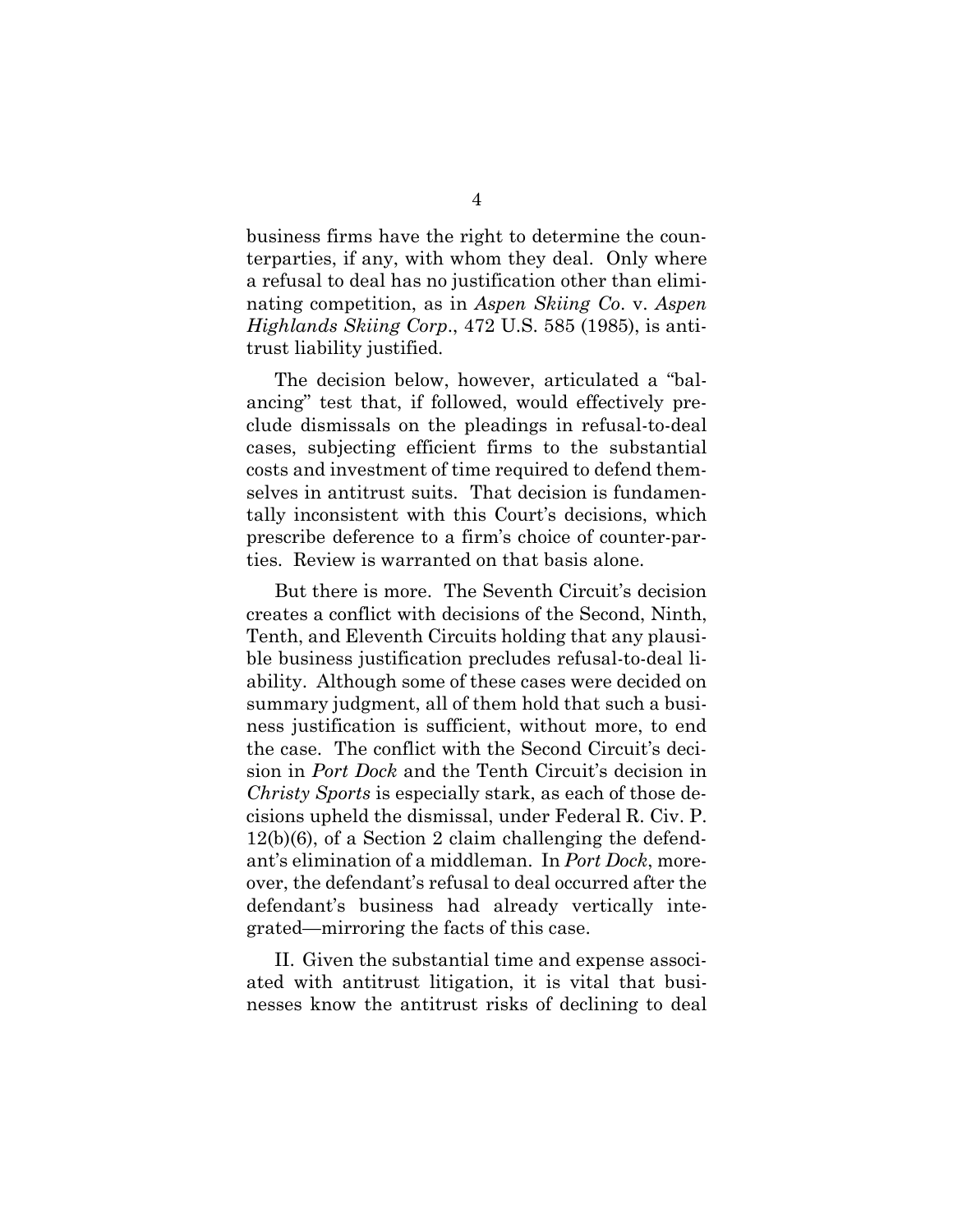business firms have the right to determine the counterparties, if any, with whom they deal. Only where a refusal to deal has no justification other than eliminating competition, as in *Aspen Skiing Co.* v. *Aspen Highlands Skiing Corp.*, 472 U.S. 585 (1985), is antitrust liability justified.

The decision below, however, articulated a "balancing" test that, if followed, would effectively preclude dismissals on the pleadings in refusal-to-deal cases, subjecting efficient firms to the substantial costs and investment of time required to defend themselves in antitrust suits. That decision is fundamentally inconsistent with this Court's decisions, which prescribe deference to a firm's choice of counter-parties. Review is warranted on that basis alone.

But there is more. The Seventh Circuit's decision creates a conflict with decisions of the Second, Ninth, Tenth, and Eleventh Circuits holding that any plausible business justification precludes refusal-to-deal liability. Although some of these cases were decided on summary judgment, all of them hold that such a business justification is sufficient, without more, to end the case. The conflict with the Second Circuit's decision in *Port Dock* and the Tenth Circuit's decision in *Christy Sports* is especially stark, as each of those decisions upheld the dismissal, under Federal R. Civ. P. 12(b)(6), of a Section 2 claim challenging the defendant's elimination of a middleman. In *Port Dock*, moreover, the defendant's refusal to deal occurred after the defendant's business had already vertically integrated—mirroring the facts of this case.

II. Given the substantial time and expense associated with antitrust litigation, it is vital that businesses know the antitrust risks of declining to deal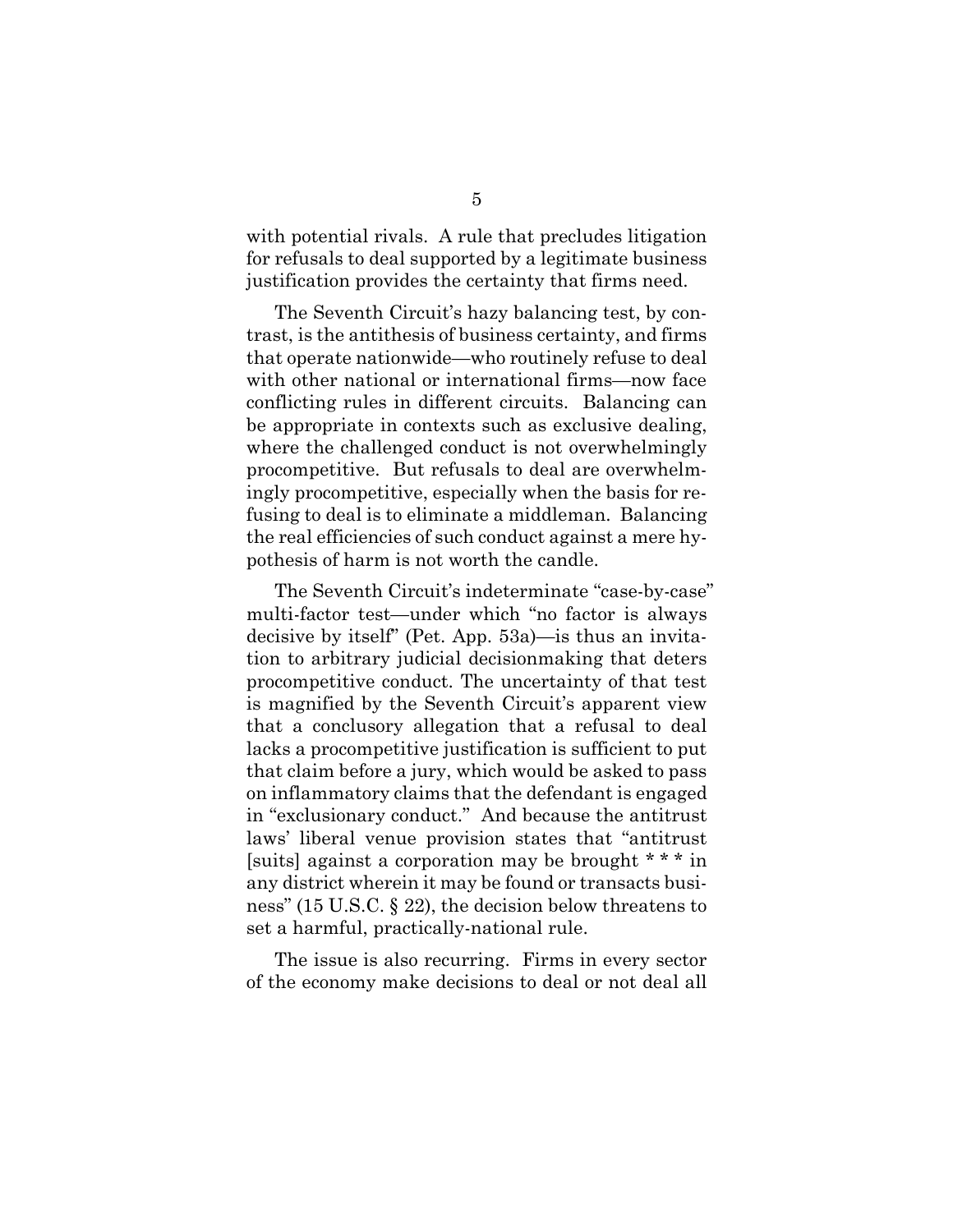with potential rivals. A rule that precludes litigation for refusals to deal supported by a legitimate business justification provides the certainty that firms need.

The Seventh Circuit's hazy balancing test, by contrast, is the antithesis of business certainty, and firms that operate nationwide—who routinely refuse to deal with other national or international firms—now face conflicting rules in different circuits. Balancing can be appropriate in contexts such as exclusive dealing, where the challenged conduct is not overwhelmingly procompetitive. But refusals to deal are overwhelmingly procompetitive, especially when the basis for refusing to deal is to eliminate a middleman. Balancing the real efficiencies of such conduct against a mere hypothesis of harm is not worth the candle.

The Seventh Circuit's indeterminate "case-by-case" multi-factor test—under which "no factor is always decisive by itself" (Pet. App. 53a)—is thus an invitation to arbitrary judicial decisionmaking that deters procompetitive conduct. The uncertainty of that test is magnified by the Seventh Circuit's apparent view that a conclusory allegation that a refusal to deal lacks a procompetitive justification is sufficient to put that claim before a jury, which would be asked to pass on inflammatory claims that the defendant is engaged in "exclusionary conduct." And because the antitrust laws' liberal venue provision states that "antitrust [suits] against a corporation may be brought * * * in any district wherein it may be found or transacts business" (15 U.S.C. § 22), the decision below threatens to set a harmful, practically-national rule.

The issue is also recurring. Firms in every sector of the economy make decisions to deal or not deal all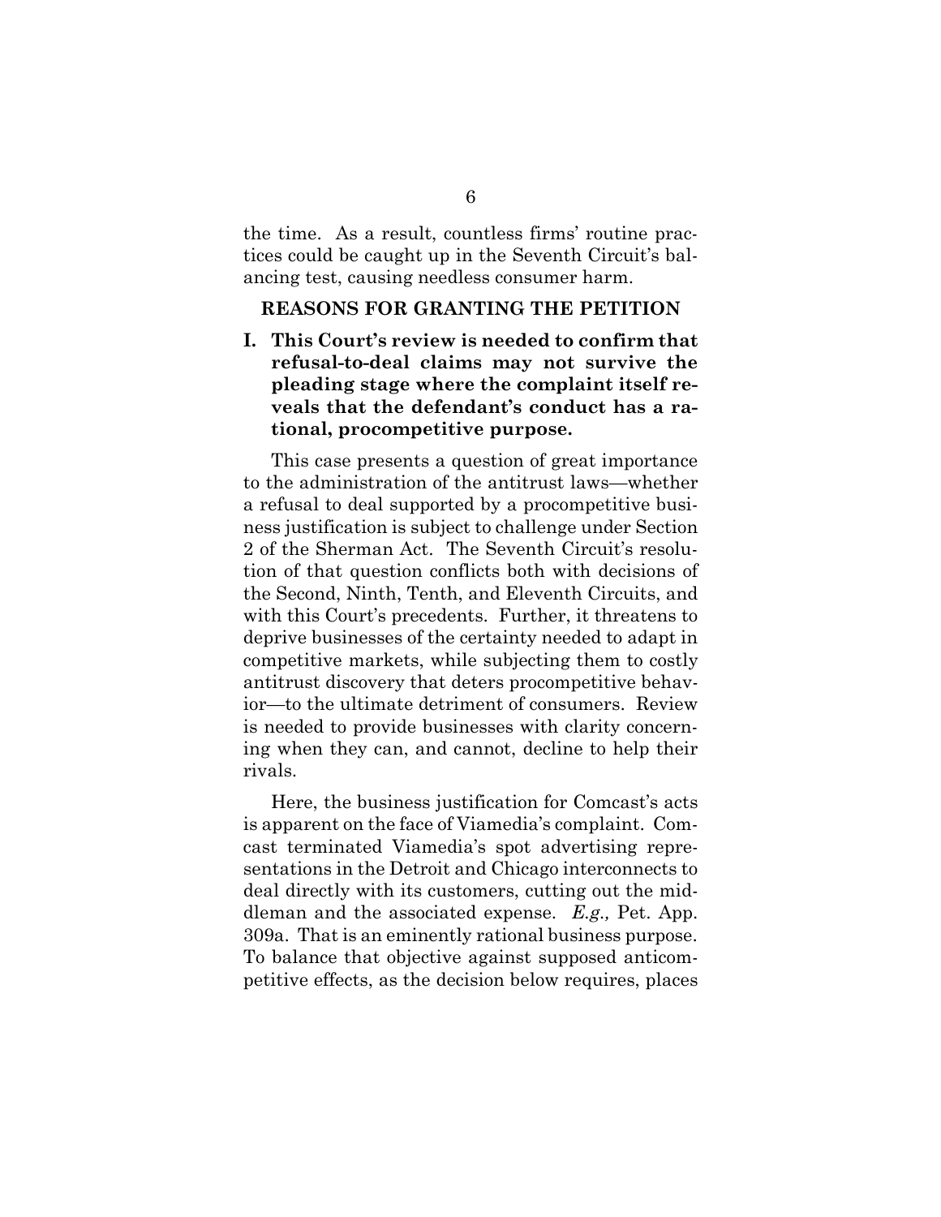the time. As a result, countless firms' routine practices could be caught up in the Seventh Circuit's balancing test, causing needless consumer harm.

## REASONS FOR GRANTING THE PETITION

### I. This Court's review is needed to confirm that refusal-to-deal claims may not survive the pleading stage where the complaint itself reveals that the defendant's conduct has a rational, procompetitive purpose.

This case presents a question of great importance to the administration of the antitrust laws—whether a refusal to deal supported by a procompetitive business justification is subject to challenge under Section 2 of the Sherman Act. The Seventh Circuit's resolution of that question conflicts both with decisions of the Second, Ninth, Tenth, and Eleventh Circuits, and with this Court's precedents. Further, it threatens to deprive businesses of the certainty needed to adapt in competitive markets, while subjecting them to costly antitrust discovery that deters procompetitive behavior—to the ultimate detriment of consumers. Review is needed to provide businesses with clarity concerning when they can, and cannot, decline to help their rivals.

Here, the business justification for Comcast's acts is apparent on the face of Viamedia's complaint. Comcast terminated Viamedia's spot advertising representations in the Detroit and Chicago interconnects to deal directly with its customers, cutting out the middleman and the associated expense. *E.g.,* Pet. App. 309a. That is an eminently rational business purpose. To balance that objective against supposed anticompetitive effects, as the decision below requires, places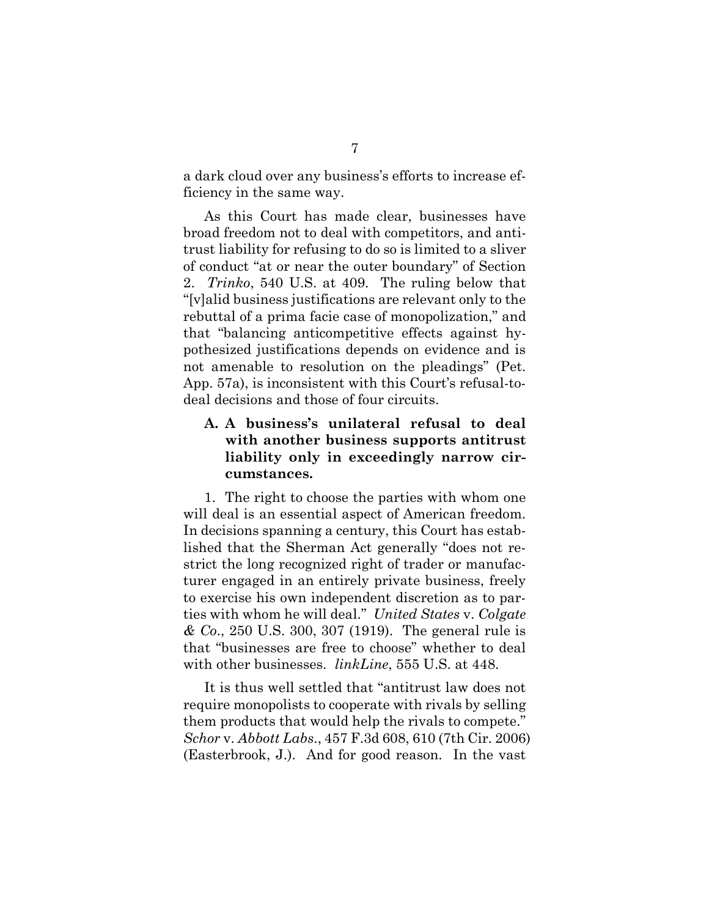a dark cloud over any business's efforts to increase efficiency in the same way.

As this Court has made clear, businesses have broad freedom not to deal with competitors, and antitrust liability for refusing to do so is limited to a sliver of conduct "at or near the outer boundary" of Section 2. *Trinko*, 540 U.S. at 409. The ruling below that "[v]alid business justifications are relevant only to the rebuttal of a prima facie case of monopolization," and that "balancing anticompetitive effects against hypothesized justifications depends on evidence and is not amenable to resolution on the pleadings" (Pet. App. 57a), is inconsistent with this Court's refusal-to-deal decisions and those of four circuits.

### A. A business's unilateral refusal to deal with another business supports antitrust liability only in exceedingly narrow circumstances.

1. The right to choose the parties with whom one will deal is an essential aspect of American freedom. In decisions spanning a century, this Court has established that the Sherman Act generally "does not restrict the long recognized right of trader or manufacturer engaged in an entirely private business, freely to exercise his own independent discretion as to parties with whom he will deal." *United States* v. *Colgate & Co.*, 250 U.S. 300, 307 (1919). The general rule is that "businesses are free to choose" whether to deal with other businesses. *linkLine*, 555 U.S. at 448.

It is thus well settled that "antitrust law does not require monopolists to cooperate with rivals by selling them products that would help the rivals to compete." *Schor* v. *Abbott Labs.*, 457 F.3d 608, 610 (7th Cir. 2006) (Easterbrook, J.). And for good reason. In the vast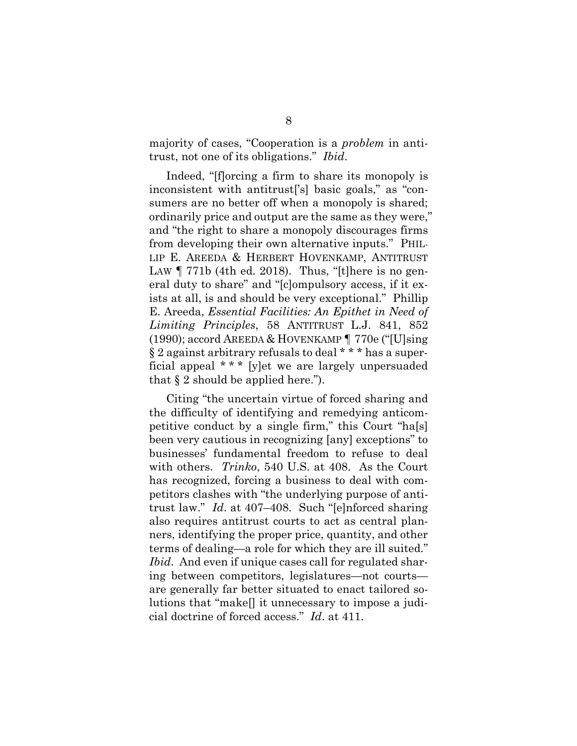majority of cases, "Cooperation is a *problem* in antitrust, not one of its obligations." *Ibid*.

Indeed, "[f]orcing a firm to share its monopoly is inconsistent with antitrust['s] basic goals," as "consumers are no better off when a monopoly is shared; ordinarily price and output are the same as they were," and "the right to share a monopoly discourages firms from developing their own alternative inputs." PHILLIP E. AREEDA & HERBERT HOVENKAMP, ANTITRUST LAW ¶ 771b (4th ed. 2018). Thus, "[t]here is no general duty to share" and "[c]ompulsory access, if it exists at all, is and should be very exceptional." Phillip E. Areeda, *Essential Facilities: An Epithet in Need of Limiting Principles*, 58 ANTITRUST L.J. 841, 852 (1990); accord AREEDA & HOVENKAMP ¶ 770e ("[U]sing § 2 against arbitrary refusals to deal * * * has a superficial appeal * * * [y]et we are largely unpersuaded that § 2 should be applied here.").

Citing "the uncertain virtue of forced sharing and the difficulty of identifying and remedying anticompetitive conduct by a single firm," this Court "ha[s] been very cautious in recognizing [any] exceptions" to businesses' fundamental freedom to refuse to deal with others. *Trinko*, 540 U.S. at 408. As the Court has recognized, forcing a business to deal with competitors clashes with "the underlying purpose of antitrust law." *Id*. at 407–408. Such "[e]nforced sharing also requires antitrust courts to act as central planners, identifying the proper price, quantity, and other terms of dealing—a role for which they are ill suited." *Ibid*. And even if unique cases call for regulated sharing between competitors, legislatures—not courts—are generally far better situated to enact tailored solutions that "make[] it unnecessary to impose a judicial doctrine of forced access." *Id*. at 411.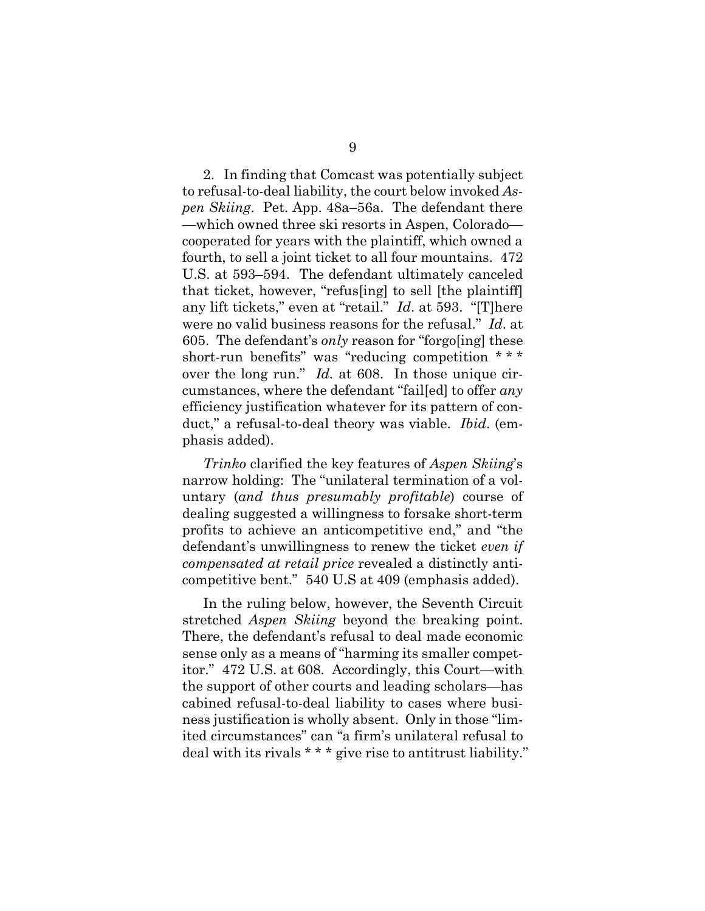2. In finding that Comcast was potentially subject to refusal-to-deal liability, the court below invoked *Aspen Skiing*. Pet. App. 48a–56a. The defendant there —which owned three ski resorts in Aspen, Colorado— cooperated for years with the plaintiff, which owned a fourth, to sell a joint ticket to all four mountains. 472 U.S. at 593–594. The defendant ultimately canceled that ticket, however, "refus[ing] to sell [the plaintiff] any lift tickets," even at "retail." *Id*. at 593. "[T]here were no valid business reasons for the refusal." *Id*. at 605. The defendant's *only* reason for "forgo[ing] these short-run benefits" was "reducing competition * * * over the long run." *Id*. at 608. In those unique circumstances, where the defendant "fail[ed] to offer *any* efficiency justification whatever for its pattern of conduct," a refusal-to-deal theory was viable. *Ibid*. (emphasis added).

*Trinko* clarified the key features of *Aspen Skiing*'s narrow holding: The "unilateral termination of a voluntary (*and thus presumably profitable*) course of dealing suggested a willingness to forsake short-term profits to achieve an anticompetitive end," and "the defendant's unwillingness to renew the ticket *even if compensated at retail price* revealed a distinctly anticompetitive bent." 540 U.S at 409 (emphasis added).

In the ruling below, however, the Seventh Circuit stretched *Aspen Skiing* beyond the breaking point. There, the defendant's refusal to deal made economic sense only as a means of "harming its smaller competitor." 472 U.S. at 608. Accordingly, this Court—with the support of other courts and leading scholars—has cabined refusal-to-deal liability to cases where business justification is wholly absent. Only in those "limited circumstances" can "a firm's unilateral refusal to deal with its rivals * * * give rise to antitrust liability."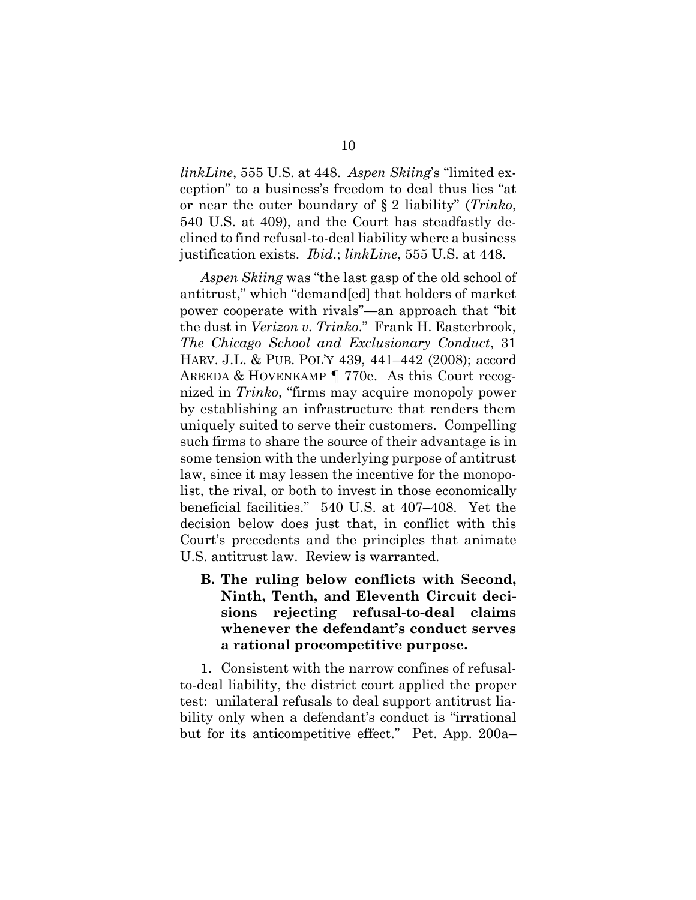*linkLine*, 555 U.S. at 448. *Aspen Skiing*'s "limited exception" to a business's freedom to deal thus lies "at or near the outer boundary of § 2 liability" (*Trinko*, 540 U.S. at 409), and the Court has steadfastly declined to find refusal-to-deal liability where a business justification exists. *Ibid.*; *linkLine*, 555 U.S. at 448.

*Aspen Skiing* was "the last gasp of the old school of antitrust," which "demand[ed] that holders of market power cooperate with rivals"—an approach that "bit the dust in *Verizon v. Trinko*." Frank H. Easterbrook, *The Chicago School and Exclusionary Conduct*, 31 HARV. J.L. & PUB. POL'Y 439, 441–442 (2008); accord AREEDA & HOVENKAMP ¶ 770e. As this Court recognized in *Trinko*, "firms may acquire monopoly power by establishing an infrastructure that renders them uniquely suited to serve their customers. Compelling such firms to share the source of their advantage is in some tension with the underlying purpose of antitrust law, since it may lessen the incentive for the monopolist, the rival, or both to invest in those economically beneficial facilities." 540 U.S. at 407–408. Yet the decision below does just that, in conflict with this Court's precedents and the principles that animate U.S. antitrust law. Review is warranted.

### B. The ruling below conflicts with Second, Ninth, Tenth, and Eleventh Circuit decisions rejecting refusal-to-deal claims whenever the defendant's conduct serves a rational procompetitive purpose.

1. Consistent with the narrow confines of refusal-to-deal liability, the district court applied the proper test: unilateral refusals to deal support antitrust liability only when a defendant's conduct is "irrational but for its anticompetitive effect." Pet. App. 200a–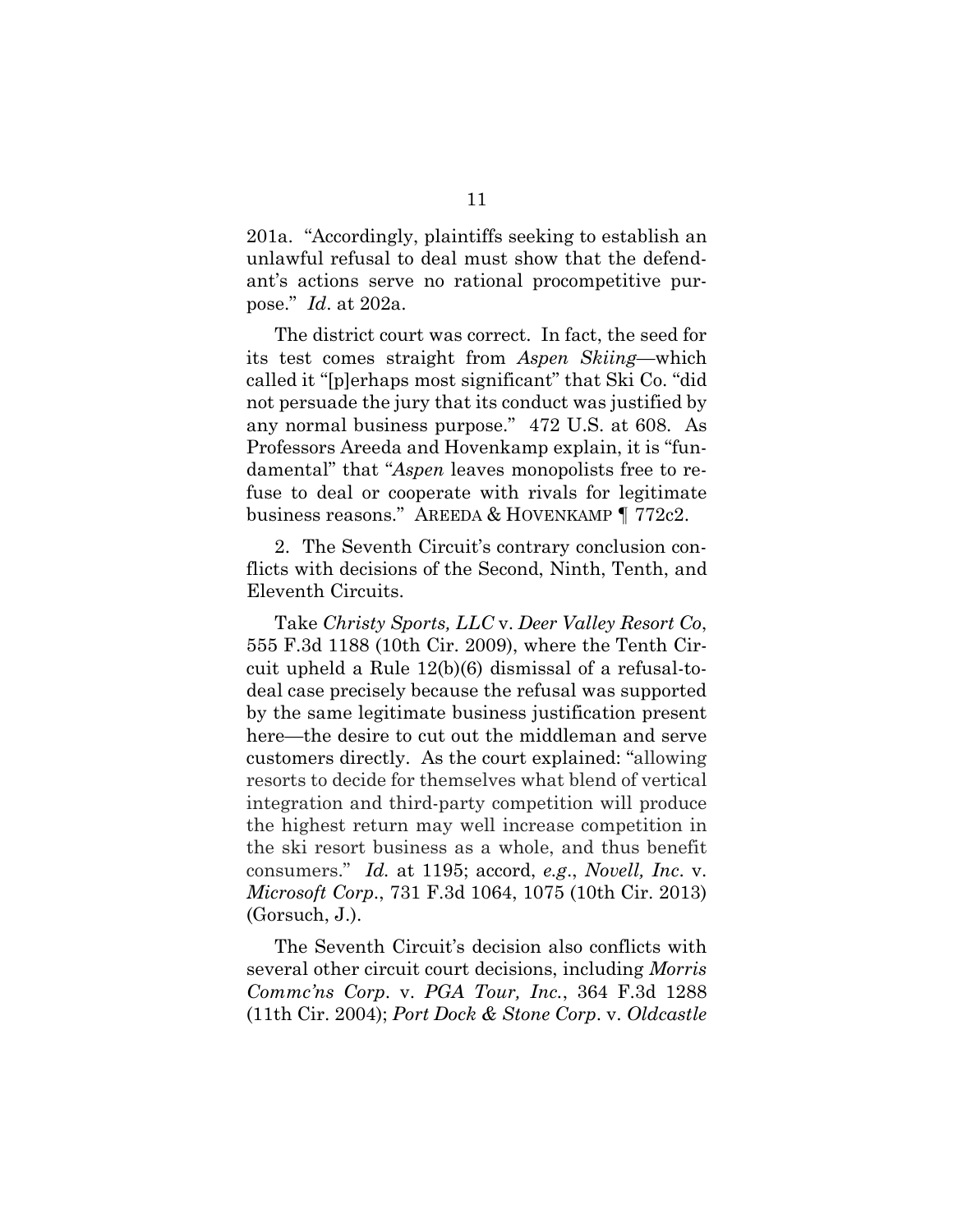201a. "Accordingly, plaintiffs seeking to establish an unlawful refusal to deal must show that the defendant's actions serve no rational procompetitive purpose." *Id*. at 202a.

The district court was correct. In fact, the seed for its test comes straight from *Aspen Skiing*—which called it "[p]erhaps most significant" that Ski Co. "did not persuade the jury that its conduct was justified by any normal business purpose." 472 U.S. at 608. As Professors Areeda and Hovenkamp explain, it is "fundamental" that "*Aspen* leaves monopolists free to refuse to deal or cooperate with rivals for legitimate business reasons." AREEDA & HOVENKAMP ¶ 772c2.

2. The Seventh Circuit's contrary conclusion conflicts with decisions of the Second, Ninth, Tenth, and Eleventh Circuits.

Take *Christy Sports, LLC* v. *Deer Valley Resort Co*, 555 F.3d 1188 (10th Cir. 2009), where the Tenth Circuit upheld a Rule 12(b)(6) dismissal of a refusal-to-deal case precisely because the refusal was supported by the same legitimate business justification present here—the desire to cut out the middleman and serve customers directly. As the court explained: "allowing resorts to decide for themselves what blend of vertical integration and third-party competition will produce the highest return may well increase competition in the ski resort business as a whole, and thus benefit consumers." *Id.* at 1195; accord, *e.g*., *Novell, Inc*. v. *Microsoft Corp*., 731 F.3d 1064, 1075 (10th Cir. 2013) (Gorsuch, J.).

The Seventh Circuit's decision also conflicts with several other circuit court decisions, including *Morris Commc'ns Corp*. v. *PGA Tour, Inc.*, 364 F.3d 1288 (11th Cir. 2004); *Port Dock & Stone Corp*. v. *Oldcastle*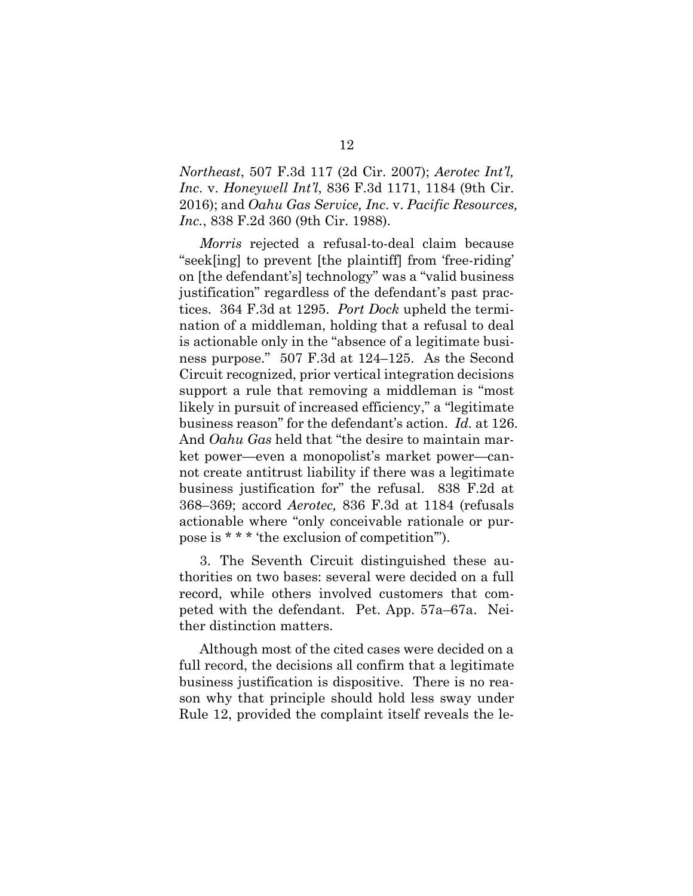*Northeast*, 507 F.3d 117 (2d Cir. 2007); *Aerotec Int'l, Inc.* v. *Honeywell Int'l*, 836 F.3d 1171, 1184 (9th Cir. 2016); and *Oahu Gas Service, Inc.* v. *Pacific Resources, Inc.*, 838 F.2d 360 (9th Cir. 1988).

*Morris* rejected a refusal-to-deal claim because "seek[ing] to prevent [the plaintiff] from 'free-riding' on [the defendant's] technology" was a "valid business justification" regardless of the defendant's past practices. 364 F.3d at 1295. *Port Dock* upheld the termination of a middleman, holding that a refusal to deal is actionable only in the "absence of a legitimate business purpose." 507 F.3d at 124–125. As the Second Circuit recognized, prior vertical integration decisions support a rule that removing a middleman is "most likely in pursuit of increased efficiency," a "legitimate business reason" for the defendant's action. *Id.* at 126. And *Oahu Gas* held that "the desire to maintain market power—even a monopolist's market power—cannot create antitrust liability if there was a legitimate business justification for" the refusal. 838 F.2d at 368–369; accord *Aerotec,* 836 F.3d at 1184 (refusals actionable where "only conceivable rationale or purpose is * * * 'the exclusion of competition'").

3. The Seventh Circuit distinguished these authorities on two bases: several were decided on a full record, while others involved customers that competed with the defendant. Pet. App. 57a–67a. Neither distinction matters.

Although most of the cited cases were decided on a full record, the decisions all confirm that a legitimate business justification is dispositive. There is no reason why that principle should hold less sway under Rule 12, provided the complaint itself reveals the le-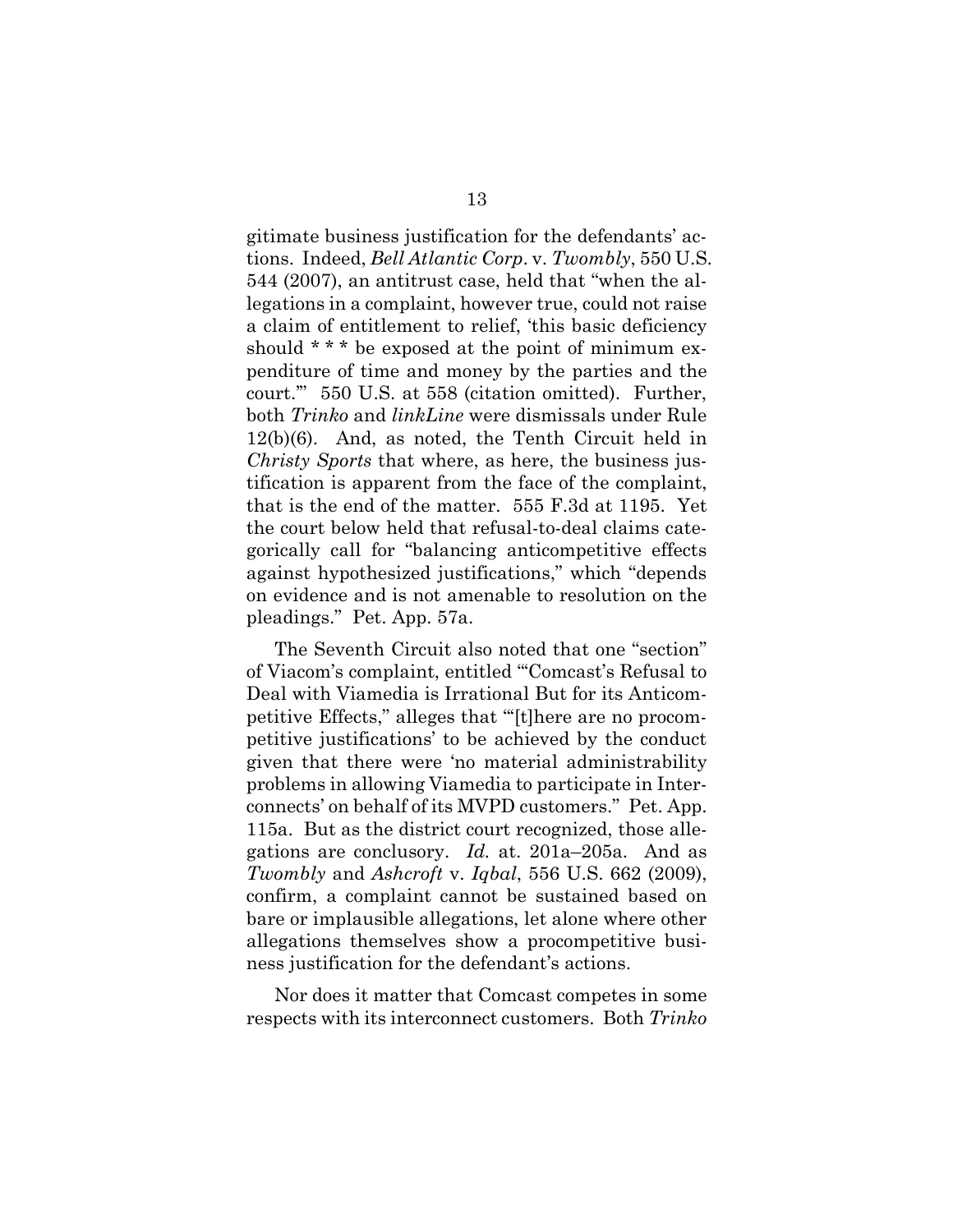gitimate business justification for the defendants' actions. Indeed, *Bell Atlantic Corp.* v. *Twombly*, 550 U.S. 544 (2007), an antitrust case, held that "when the allegations in a complaint, however true, could not raise a claim of entitlement to relief, 'this basic deficiency should * * * be exposed at the point of minimum expenditure of time and money by the parties and the court.'" 550 U.S. at 558 (citation omitted). Further, both *Trinko* and *linkLine* were dismissals under Rule 12(b)(6). And, as noted, the Tenth Circuit held in *Christy Sports* that where, as here, the business justification is apparent from the face of the complaint, that is the end of the matter. 555 F.3d at 1195. Yet the court below held that refusal-to-deal claims categorically call for "balancing anticompetitive effects against hypothesized justifications," which "depends on evidence and is not amenable to resolution on the pleadings." Pet. App. 57a.

The Seventh Circuit also noted that one "section" of Viacom's complaint, entitled "'Comcast's Refusal to Deal with Viamedia is Irrational But for its Anticompetitive Effects," alleges that "'[t]here are no procompetitive justifications' to be achieved by the conduct given that there were 'no material administrability problems in allowing Viamedia to participate in Interconnects' on behalf of its MVPD customers." Pet. App. 115a. But as the district court recognized, those allegations are conclusory. *Id.* at. 201a–205a. And as *Twombly* and *Ashcroft* v. *Iqbal*, 556 U.S. 662 (2009), confirm, a complaint cannot be sustained based on bare or implausible allegations, let alone where other allegations themselves show a procompetitive business justification for the defendant's actions.

Nor does it matter that Comcast competes in some respects with its interconnect customers. Both *Trinko*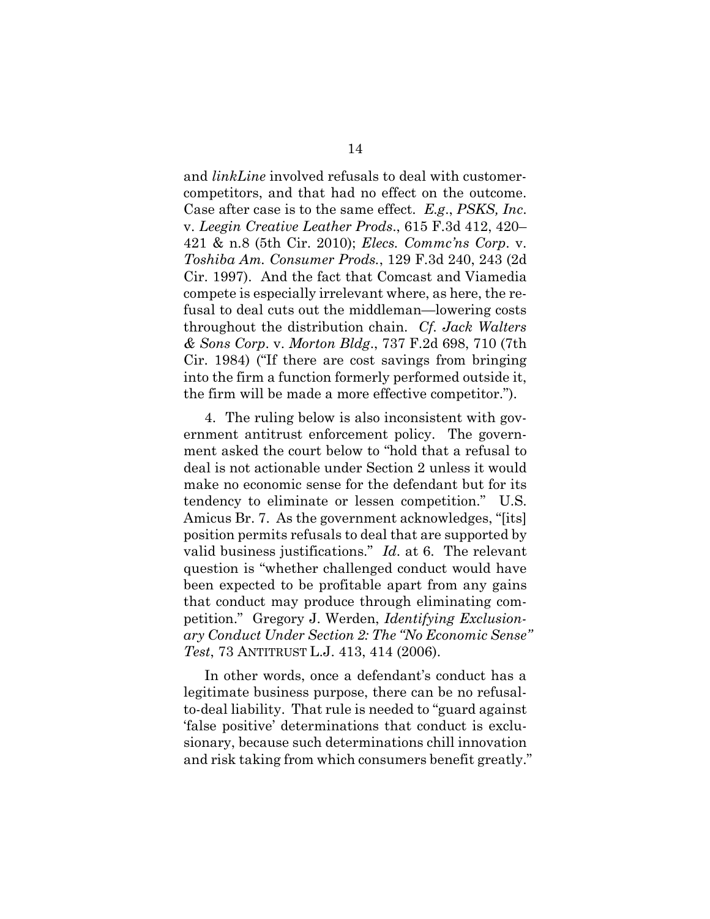and *linkLine* involved refusals to deal with customer-competitors, and that had no effect on the outcome. Case after case is to the same effect. *E.g.*, *PSKS, Inc.* v. *Leegin Creative Leather Prods.*, 615 F.3d 412, 420–421 & n.8 (5th Cir. 2010); *Elecs. Commc'ns Corp.* v. *Toshiba Am. Consumer Prods.*, 129 F.3d 240, 243 (2d Cir. 1997). And the fact that Comcast and Viamedia compete is especially irrelevant where, as here, the refusal to deal cuts out the middleman—lowering costs throughout the distribution chain. *Cf. Jack Walters & Sons Corp.* v. *Morton Bldg.*, 737 F.2d 698, 710 (7th Cir. 1984) ("If there are cost savings from bringing into the firm a function formerly performed outside it, the firm will be made a more effective competitor.").

4. The ruling below is also inconsistent with government antitrust enforcement policy. The government asked the court below to "hold that a refusal to deal is not actionable under Section 2 unless it would make no economic sense for the defendant but for its tendency to eliminate or lessen competition." U.S. Amicus Br. 7. As the government acknowledges, "[its] position permits refusals to deal that are supported by valid business justifications." *Id.* at 6. The relevant question is "whether challenged conduct would have been expected to be profitable apart from any gains that conduct may produce through eliminating competition." Gregory J. Werden, *Identifying Exclusionary Conduct Under Section 2: The "No Economic Sense" Test*, 73 ANTITRUST L.J. 413, 414 (2006).

In other words, once a defendant's conduct has a legitimate business purpose, there can be no refusal-to-deal liability. That rule is needed to "guard against 'false positive' determinations that conduct is exclusionary, because such determinations chill innovation and risk taking from which consumers benefit greatly."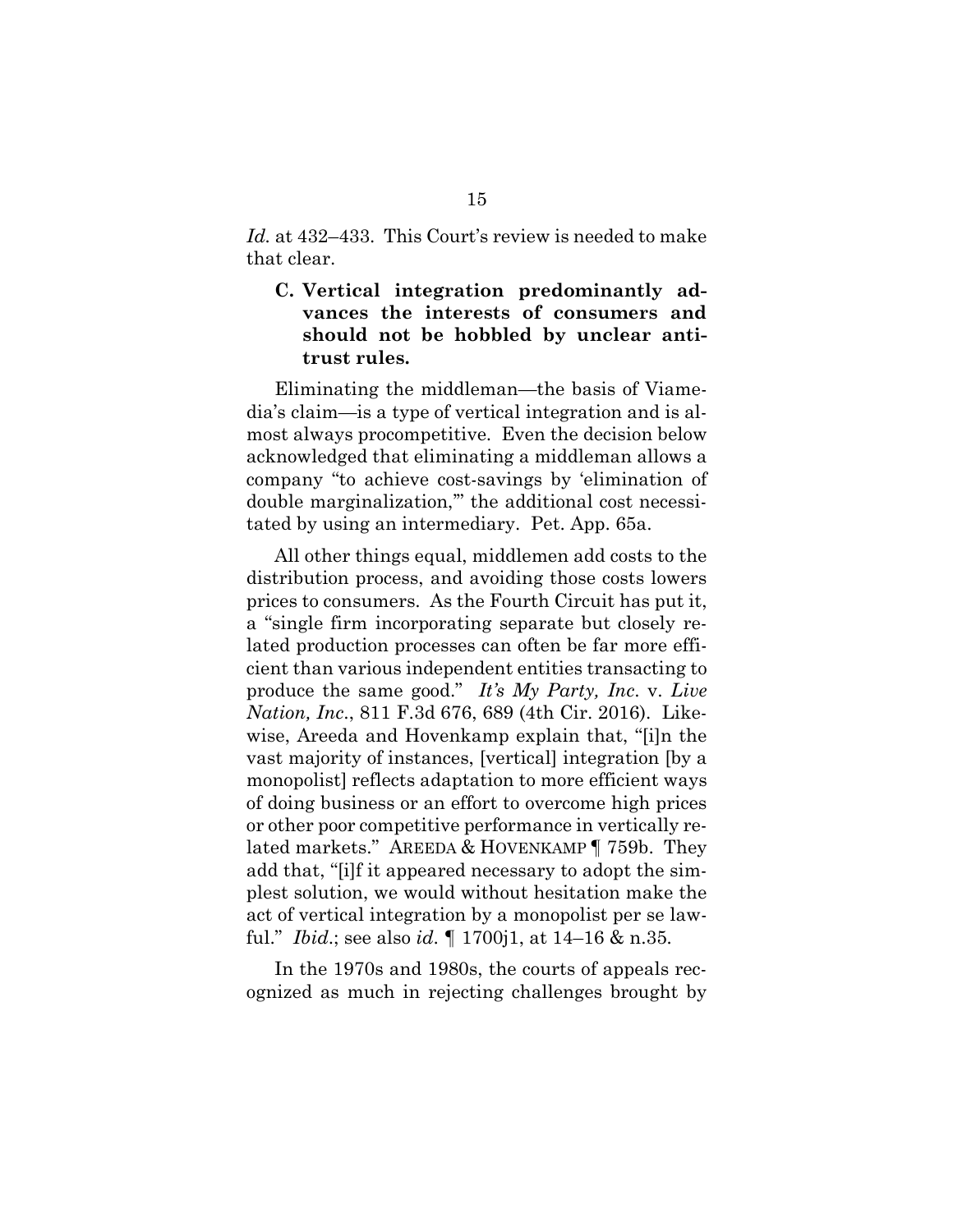*Id.* at 432–433. This Court's review is needed to make that clear.

### C. Vertical integration predominantly advances the interests of consumers and should not be hobbled by unclear antitrust rules.

Eliminating the middleman—the basis of Viamedia's claim—is a type of vertical integration and is almost always procompetitive. Even the decision below acknowledged that eliminating a middleman allows a company "to achieve cost-savings by 'elimination of double marginalization,'" the additional cost necessitated by using an intermediary. Pet. App. 65a.

All other things equal, middlemen add costs to the distribution process, and avoiding those costs lowers prices to consumers. As the Fourth Circuit has put it, a "single firm incorporating separate but closely related production processes can often be far more efficient than various independent entities transacting to produce the same good." *It's My Party, Inc.* v. *Live Nation, Inc.*, 811 F.3d 676, 689 (4th Cir. 2016). Likewise, Areeda and Hovenkamp explain that, "[i]n the vast majority of instances, [vertical] integration [by a monopolist] reflects adaptation to more efficient ways of doing business or an effort to overcome high prices or other poor competitive performance in vertically related markets." AREEDA & HOVENKAMP ¶ 759b. They add that, "[i]f it appeared necessary to adopt the simplest solution, we would without hesitation make the act of vertical integration by a monopolist per se lawful." *Ibid.*; see also *id.* ¶ 1700j1, at 14–16 & n.35.

In the 1970s and 1980s, the courts of appeals recognized as much in rejecting challenges brought by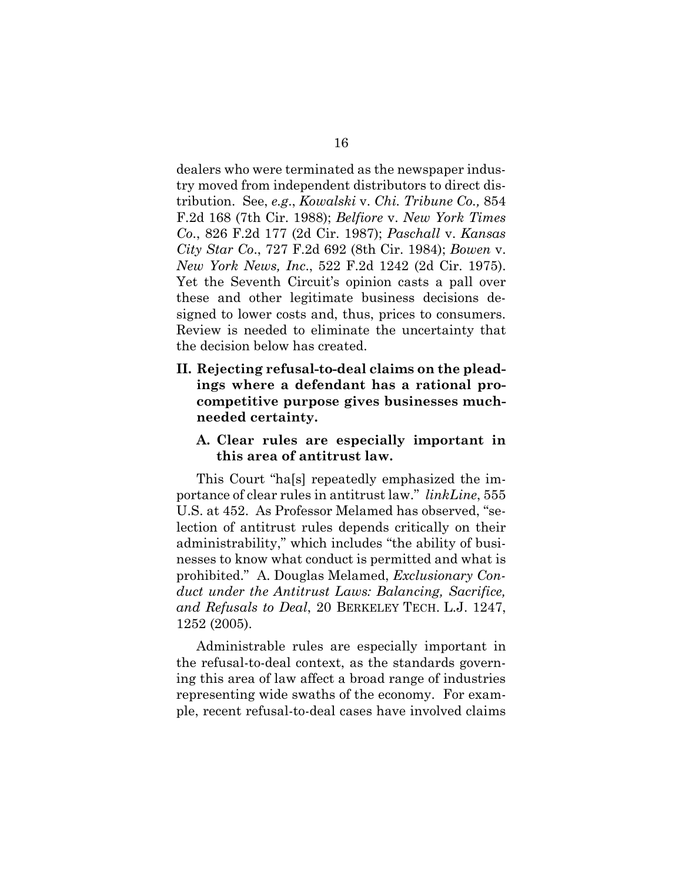dealers who were terminated as the newspaper industry moved from independent distributors to direct distribution. See, *e.g.*, *Kowalski* v. *Chi. Tribune Co.,* 854 F.2d 168 (7th Cir. 1988); *Belfiore* v. *New York Times Co*., 826 F.2d 177 (2d Cir. 1987); *Paschall* v. *Kansas City Star Co*., 727 F.2d 692 (8th Cir. 1984); *Bowen* v. *New York News, Inc*., 522 F.2d 1242 (2d Cir. 1975). Yet the Seventh Circuit's opinion casts a pall over these and other legitimate business decisions designed to lower costs and, thus, prices to consumers. Review is needed to eliminate the uncertainty that the decision below has created.

## II. Rejecting refusal-to-deal claims on the pleadings where a defendant has a rational procompetitive purpose gives businesses much-needed certainty.

### A. Clear rules are especially important in this area of antitrust law.

This Court "ha[s] repeatedly emphasized the importance of clear rules in antitrust law." *linkLine*, 555 U.S. at 452. As Professor Melamed has observed, "selection of antitrust rules depends critically on their administrability," which includes "the ability of businesses to know what conduct is permitted and what is prohibited." A. Douglas Melamed, *Exclusionary Conduct under the Antitrust Laws: Balancing, Sacrifice, and Refusals to Deal*, 20 BERKELEY TECH. L.J. 1247, 1252 (2005).

Administrable rules are especially important in the refusal-to-deal context, as the standards governing this area of law affect a broad range of industries representing wide swaths of the economy. For example, recent refusal-to-deal cases have involved claims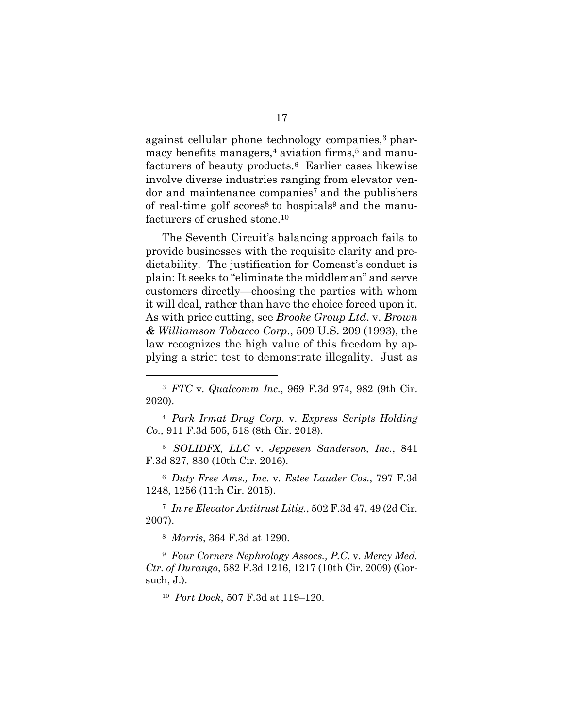against cellular phone technology companies,[3] pharmacy benefits managers,[4] aviation firms,[5] and manufacturers of beauty products.[6] Earlier cases likewise involve diverse industries ranging from elevator vendor and maintenance companies[7] and the publishers of real-time golf scores[8] to hospitals[9] and the manufacturers of crushed stone.[10]

The Seventh Circuit's balancing approach fails to provide businesses with the requisite clarity and predictability. The justification for Comcast's conduct is plain: It seeks to "eliminate the middleman" and serve customers directly—choosing the parties with whom it will deal, rather than have the choice forced upon it. As with price cutting, see *Brooke Group Ltd*. v. *Brown & Williamson Tobacco Corp*., 509 U.S. 209 (1993), the law recognizes the high value of this freedom by applying a strict test to demonstrate illegality. Just as

---

[3] *FTC* v. *Qualcomm Inc.*, 969 F.3d 974, 982 (9th Cir. 2020).

[4] *Park Irmat Drug Corp*. v. *Express Scripts Holding Co.,* 911 F.3d 505, 518 (8th Cir. 2018).

[5] *SOLIDFX, LLC* v. *Jeppesen Sanderson, Inc.*, 841 F.3d 827, 830 (10th Cir. 2016).

[6] *Duty Free Ams., Inc.* v. *Estee Lauder Cos.*, 797 F.3d 1248, 1256 (11th Cir. 2015).

[7] *In re Elevator Antitrust Litig.*, 502 F.3d 47, 49 (2d Cir. 2007).

[8] *Morris*, 364 F.3d at 1290.

[9] *Four Corners Nephrology Assocs., P.C.* v. *Mercy Med. Ctr. of Durango*, 582 F.3d 1216, 1217 (10th Cir. 2009) (Gorsuch, J.).

[10] *Port Dock*, 507 F.3d at 119–120.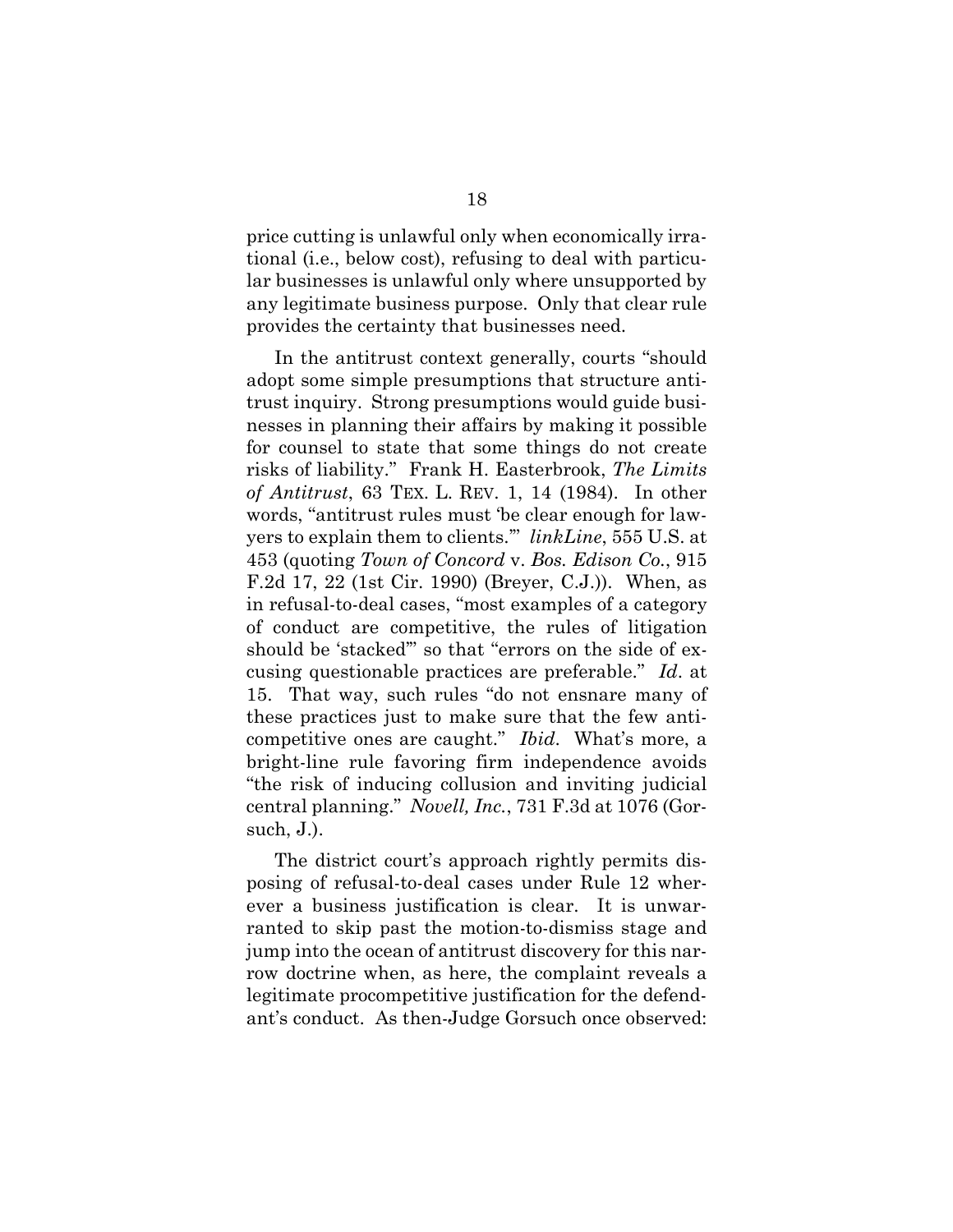price cutting is unlawful only when economically irrational (i.e., below cost), refusing to deal with particular businesses is unlawful only where unsupported by any legitimate business purpose. Only that clear rule provides the certainty that businesses need.

In the antitrust context generally, courts "should adopt some simple presumptions that structure antitrust inquiry. Strong presumptions would guide businesses in planning their affairs by making it possible for counsel to state that some things do not create risks of liability." Frank H. Easterbrook, *The Limits of Antitrust*, 63 TEX. L. REV. 1, 14 (1984). In other words, "antitrust rules must 'be clear enough for lawyers to explain them to clients.'" *linkLine*, 555 U.S. at 453 (quoting *Town of Concord* v. *Bos. Edison Co.*, 915 F.2d 17, 22 (1st Cir. 1990) (Breyer, C.J.)). When, as in refusal-to-deal cases, "most examples of a category of conduct are competitive, the rules of litigation should be 'stacked'" so that "errors on the side of excusing questionable practices are preferable." *Id*. at 15. That way, such rules "do not ensnare many of these practices just to make sure that the few anticompetitive ones are caught." *Ibid*. What's more, a bright-line rule favoring firm independence avoids "the risk of inducing collusion and inviting judicial central planning." *Novell, Inc.*, 731 F.3d at 1076 (Gorsuch, J.).

The district court's approach rightly permits disposing of refusal-to-deal cases under Rule 12 wherever a business justification is clear. It is unwarranted to skip past the motion-to-dismiss stage and jump into the ocean of antitrust discovery for this narrow doctrine when, as here, the complaint reveals a legitimate procompetitive justification for the defendant's conduct. As then-Judge Gorsuch once observed: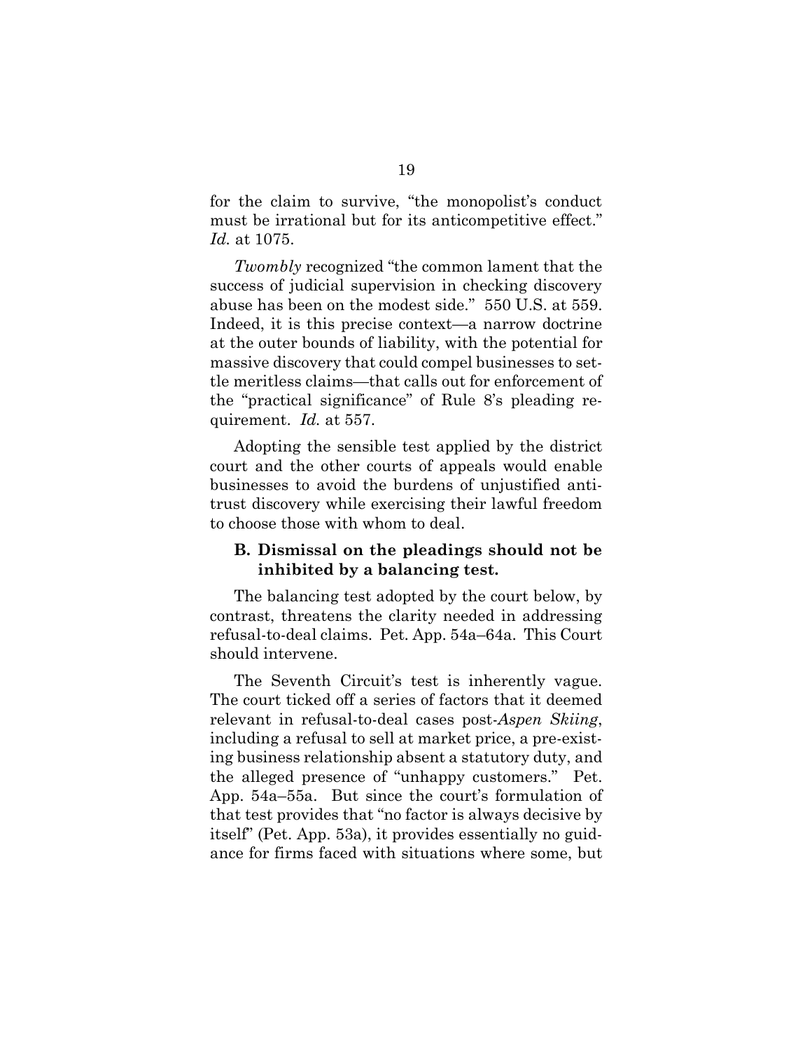for the claim to survive, "the monopolist's conduct must be irrational but for its anticompetitive effect." *Id.* at 1075.

*Twombly* recognized "the common lament that the success of judicial supervision in checking discovery abuse has been on the modest side." 550 U.S. at 559. Indeed, it is this precise context—a narrow doctrine at the outer bounds of liability, with the potential for massive discovery that could compel businesses to settle meritless claims—that calls out for enforcement of the "practical significance" of Rule 8's pleading requirement. *Id.* at 557.

Adopting the sensible test applied by the district court and the other courts of appeals would enable businesses to avoid the burdens of unjustified antitrust discovery while exercising their lawful freedom to choose those with whom to deal.

### B. Dismissal on the pleadings should not be inhibited by a balancing test.

The balancing test adopted by the court below, by contrast, threatens the clarity needed in addressing refusal-to-deal claims. Pet. App. 54a–64a. This Court should intervene.

The Seventh Circuit's test is inherently vague. The court ticked off a series of factors that it deemed relevant in refusal-to-deal cases post-*Aspen Skiing*, including a refusal to sell at market price, a pre-existing business relationship absent a statutory duty, and the alleged presence of "unhappy customers." Pet. App. 54a–55a. But since the court's formulation of that test provides that "no factor is always decisive by itself" (Pet. App. 53a), it provides essentially no guidance for firms faced with situations where some, but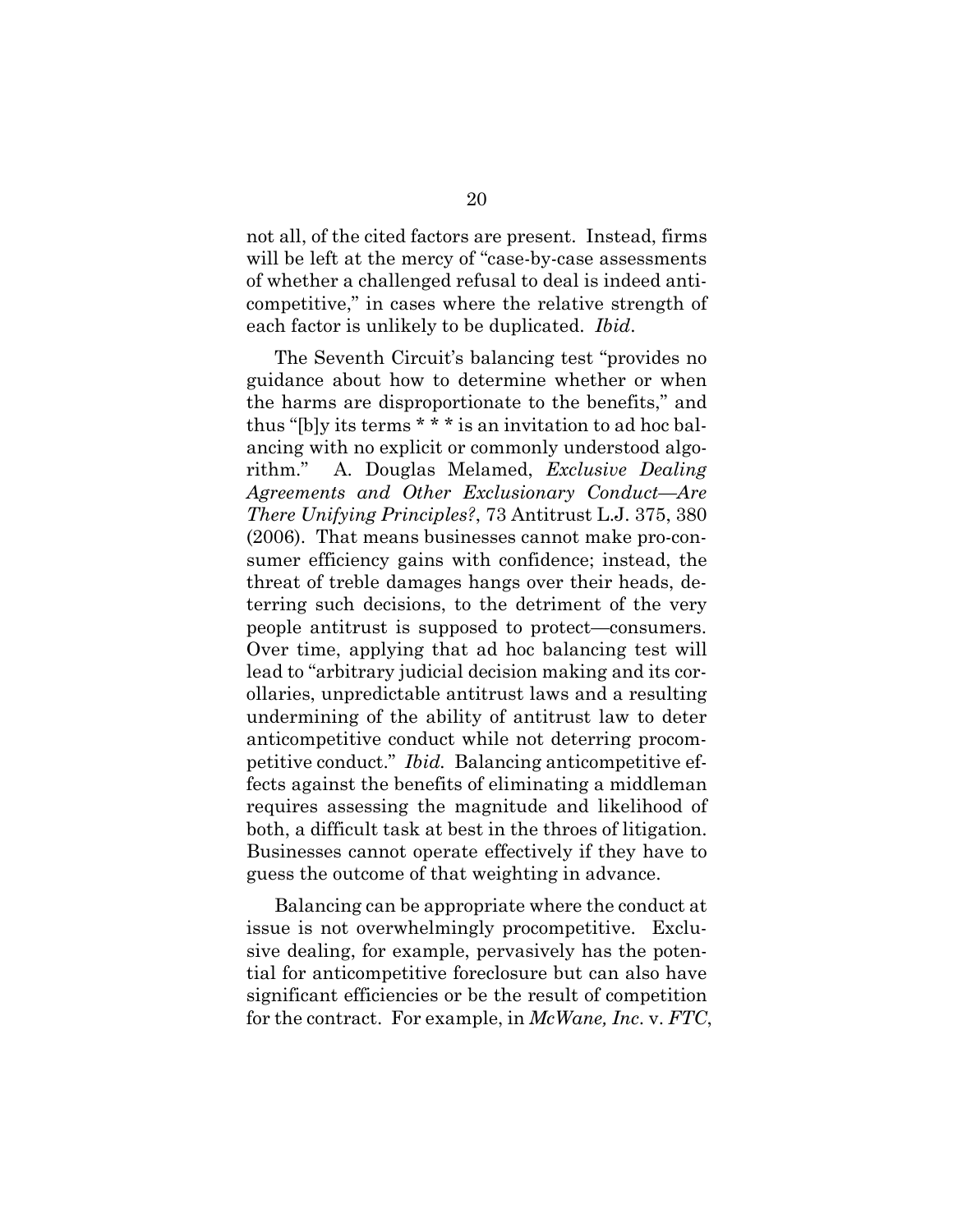not all, of the cited factors are present. Instead, firms will be left at the mercy of "case-by-case assessments of whether a challenged refusal to deal is indeed anticompetitive," in cases where the relative strength of each factor is unlikely to be duplicated. *Ibid*.

The Seventh Circuit's balancing test "provides no guidance about how to determine whether or when the harms are disproportionate to the benefits," and thus "[b]y its terms * * * is an invitation to ad hoc balancing with no explicit or commonly understood algorithm." A. Douglas Melamed, *Exclusive Dealing Agreements and Other Exclusionary Conduct—Are There Unifying Principles?*, 73 Antitrust L.J. 375, 380 (2006). That means businesses cannot make pro-consumer efficiency gains with confidence; instead, the threat of treble damages hangs over their heads, deterring such decisions, to the detriment of the very people antitrust is supposed to protect—consumers. Over time, applying that ad hoc balancing test will lead to "arbitrary judicial decision making and its corollaries, unpredictable antitrust laws and a resulting undermining of the ability of antitrust law to deter anticompetitive conduct while not deterring procompetitive conduct." *Ibid.* Balancing anticompetitive effects against the benefits of eliminating a middleman requires assessing the magnitude and likelihood of both, a difficult task at best in the throes of litigation. Businesses cannot operate effectively if they have to guess the outcome of that weighting in advance.

Balancing can be appropriate where the conduct at issue is not overwhelmingly procompetitive. Exclusive dealing, for example, pervasively has the potential for anticompetitive foreclosure but can also have significant efficiencies or be the result of competition for the contract. For example, in *McWane, Inc.* v. *FTC*,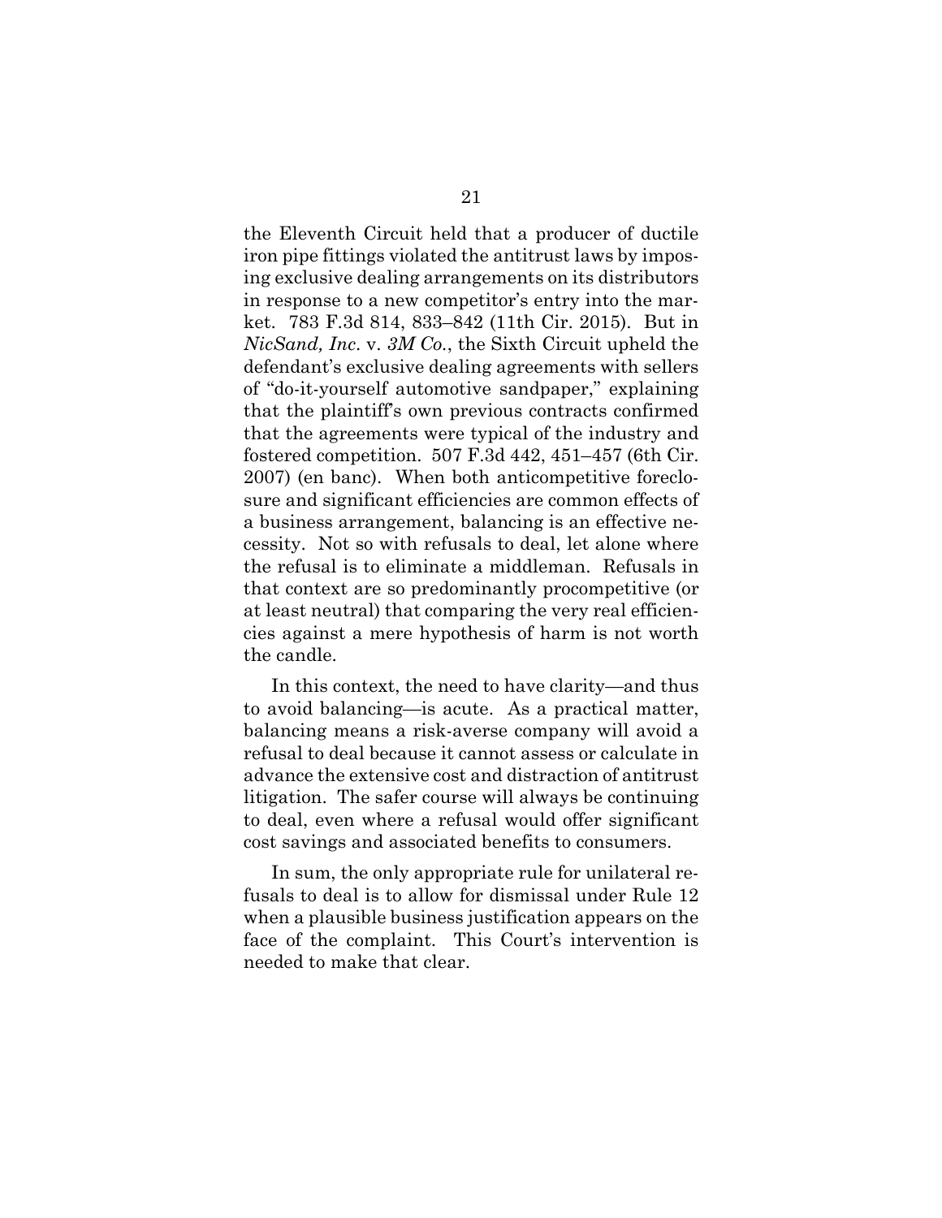the Eleventh Circuit held that a producer of ductile iron pipe fittings violated the antitrust laws by imposing exclusive dealing arrangements on its distributors in response to a new competitor's entry into the market. 783 F.3d 814, 833–842 (11th Cir. 2015). But in *NicSand, Inc.* v. *3M Co.*, the Sixth Circuit upheld the defendant's exclusive dealing agreements with sellers of "do-it-yourself automotive sandpaper," explaining that the plaintiff's own previous contracts confirmed that the agreements were typical of the industry and fostered competition. 507 F.3d 442, 451–457 (6th Cir. 2007) (en banc). When both anticompetitive foreclosure and significant efficiencies are common effects of a business arrangement, balancing is an effective necessity. Not so with refusals to deal, let alone where the refusal is to eliminate a middleman. Refusals in that context are so predominantly procompetitive (or at least neutral) that comparing the very real efficiencies against a mere hypothesis of harm is not worth the candle.

In this context, the need to have clarity—and thus to avoid balancing—is acute. As a practical matter, balancing means a risk-averse company will avoid a refusal to deal because it cannot assess or calculate in advance the extensive cost and distraction of antitrust litigation. The safer course will always be continuing to deal, even where a refusal would offer significant cost savings and associated benefits to consumers.

In sum, the only appropriate rule for unilateral refusals to deal is to allow for dismissal under Rule 12 when a plausible business justification appears on the face of the complaint. This Court's intervention is needed to make that clear.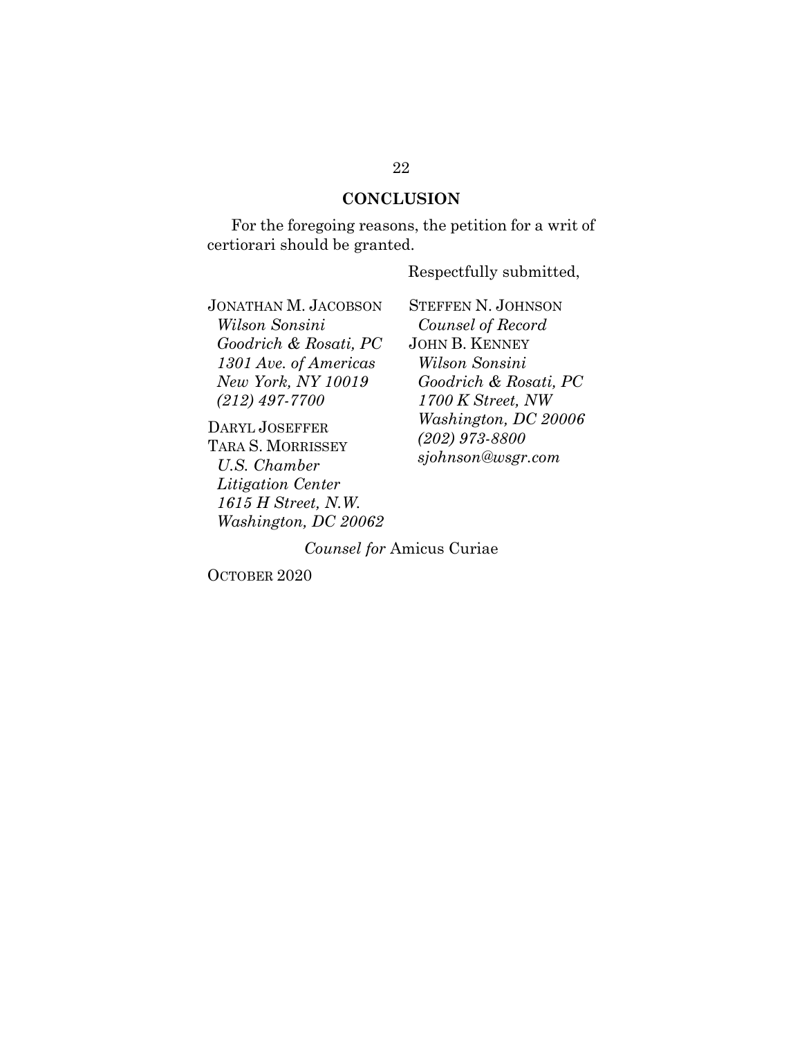## CONCLUSION

For the foregoing reasons, the petition for a writ of certiorari should be granted.

Respectfully submitted,

JONATHAN M. JACOBSON
*Wilson Sonsini*
*Goodrich & Rosati, PC*
*1301 Ave. of Americas*
*New York, NY 10019*
*(212) 497-7700*

DARYL JOSEFFER
TARA S. MORRISSEY
*U.S. Chamber*
*Litigation Center*
*1615 H Street, N.W.*
*Washington, DC 20062*

STEFFEN N. JOHNSON
*Counsel of Record*
JOHN B. KENNEY
*Wilson Sonsini*
*Goodrich & Rosati, PC*
*1700 K Street, NW*
*Washington, DC 20006*
*(202) 973-8800*
*sjohnson@wsgr.com*

*Counsel for* Amicus Curiae

OCTOBER 2020